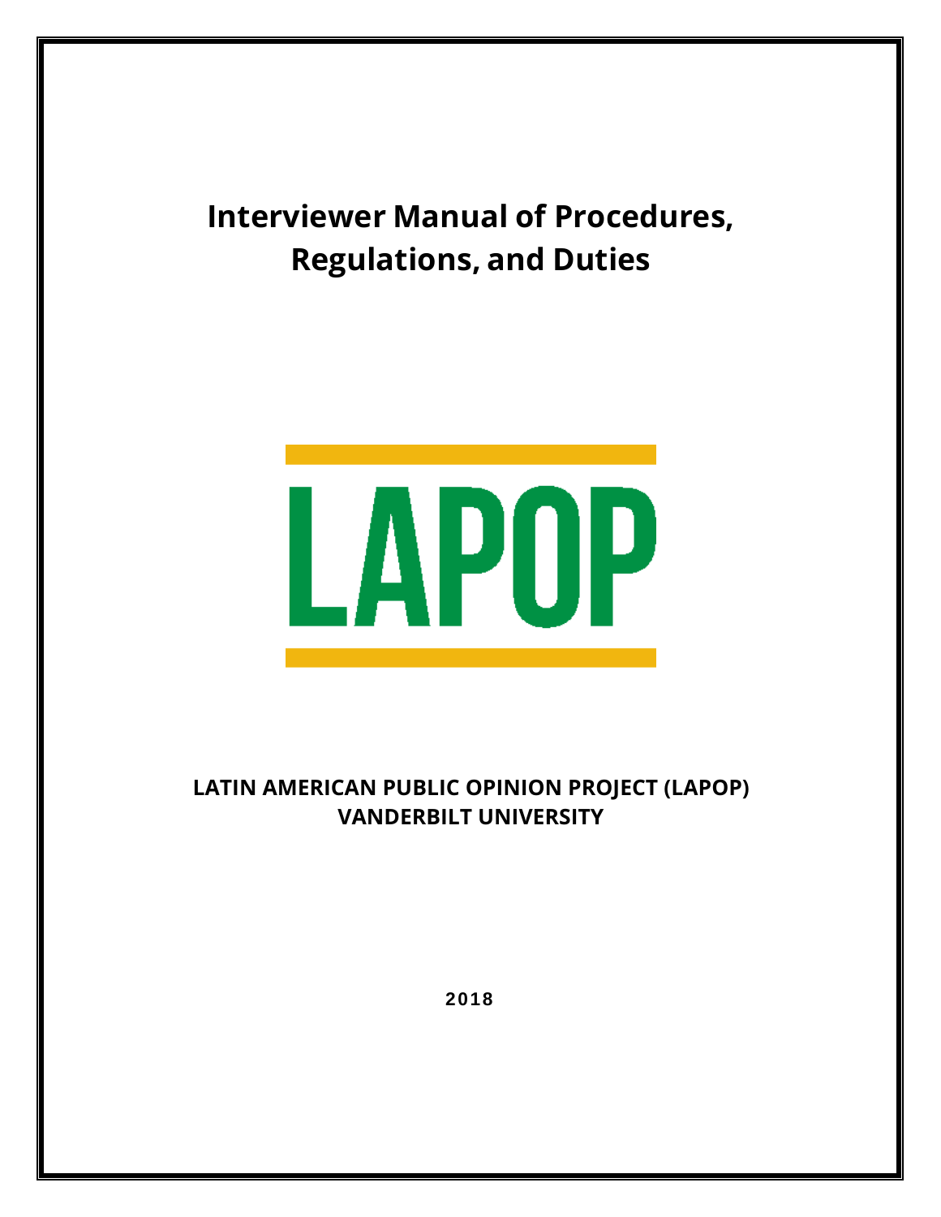# Interviewer Manual of Procedures, Regulations, and Duties

LAPOP

**LATIN AMERICAN PUBLIC OPINION PROJECT (LAPOP)**
**VANDERBILT UNIVERSITY**

**2018**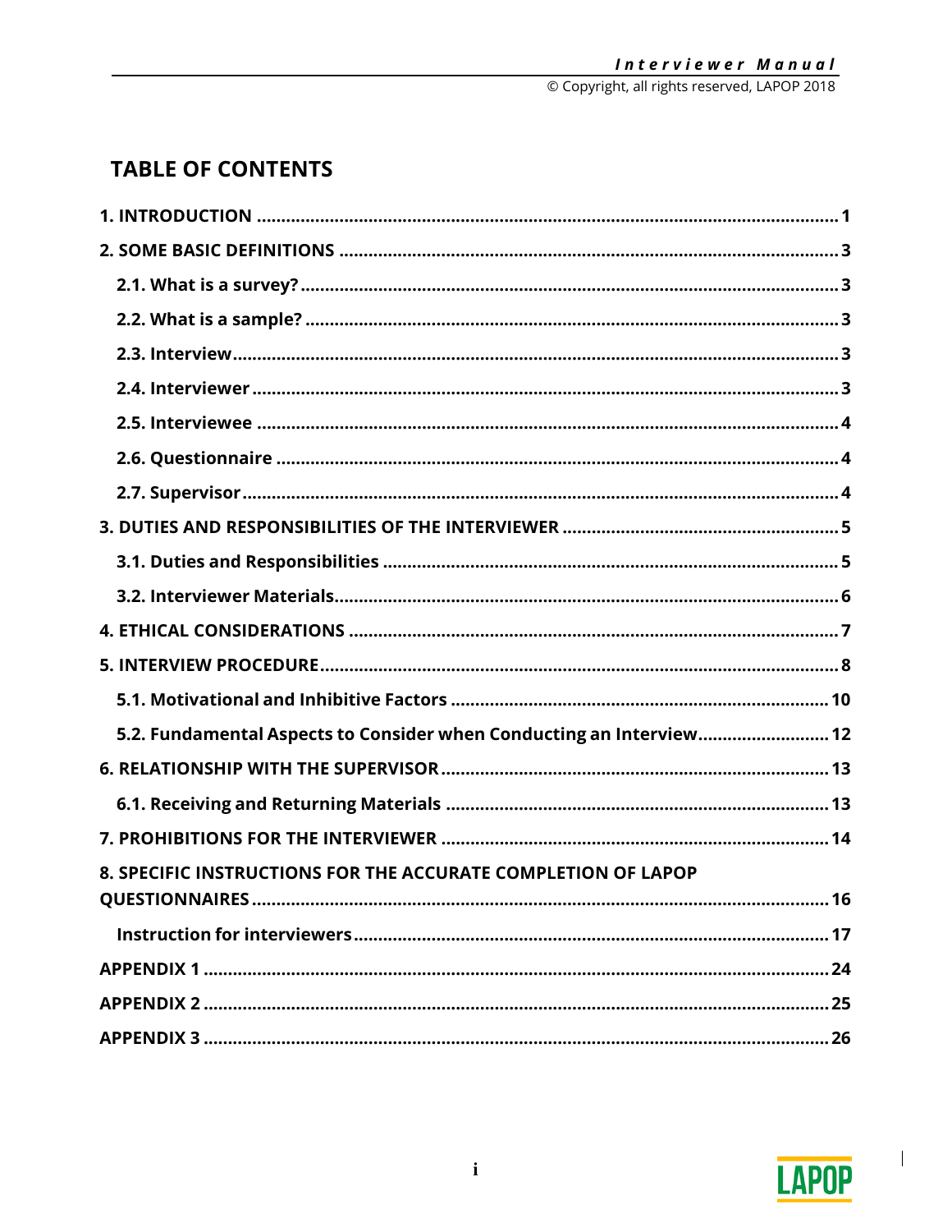# TABLE OF CONTENTS

**1. INTRODUCTION** ........ 1

**2. SOME BASIC DEFINITIONS** ........ 3

- **2.1. What is a survey?** ........ 3
- **2.2. What is a sample?** ........ 3
- **2.3. Interview** ........ 3
- **2.4. Interviewer** ........ 3
- **2.5. Interviewee** ........ 4
- **2.6. Questionnaire** ........ 4
- **2.7. Supervisor** ........ 4

**3. DUTIES AND RESPONSIBILITIES OF THE INTERVIEWER** ........ 5

- **3.1. Duties and Responsibilities** ........ 5
- **3.2. Interviewer Materials** ........ 6

**4. ETHICAL CONSIDERATIONS** ........ 7

**5. INTERVIEW PROCEDURE** ........ 8

- **5.1. Motivational and Inhibitive Factors** ........ 10
- **5.2. Fundamental Aspects to Consider when Conducting an Interview** ........ 12

**6. RELATIONSHIP WITH THE SUPERVISOR** ........ 13

- **6.1. Receiving and Returning Materials** ........ 13

**7. PROHIBITIONS FOR THE INTERVIEWER** ........ 14

**8. SPECIFIC INSTRUCTIONS FOR THE ACCURATE COMPLETION OF LAPOP QUESTIONNAIRES** ........ 16

- **Instruction for interviewers** ........ 17

**APPENDIX 1** ........ 24

**APPENDIX 2** ........ 25

**APPENDIX 3** ........ 26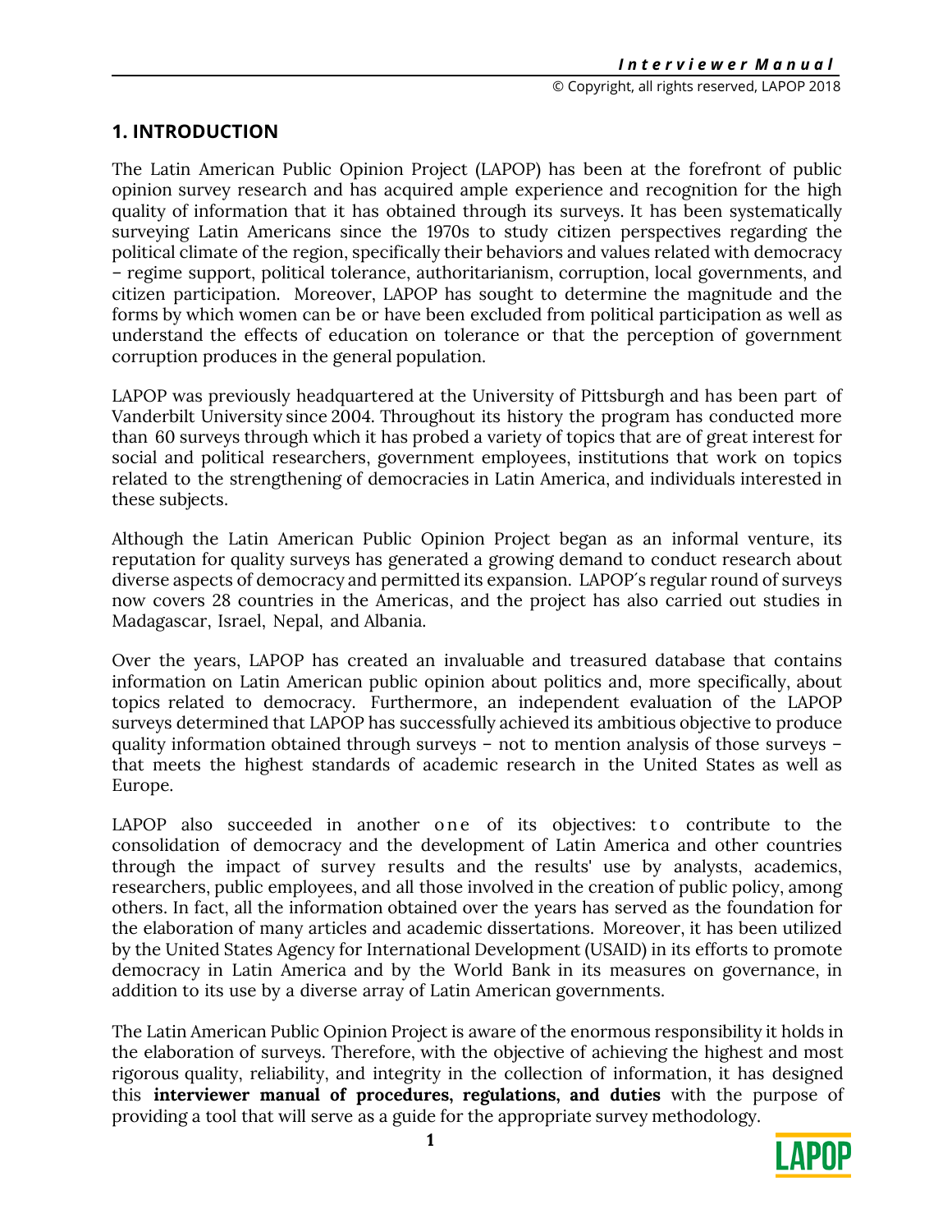## 1. INTRODUCTION

The Latin American Public Opinion Project (LAPOP) has been at the forefront of public opinion survey research and has acquired ample experience and recognition for the high quality of information that it has obtained through its surveys. It has been systematically surveying Latin Americans since the 1970s to study citizen perspectives regarding the political climate of the region, specifically their behaviors and values related with democracy – regime support, political tolerance, authoritarianism, corruption, local governments, and citizen participation. Moreover, LAPOP has sought to determine the magnitude and the forms by which women can be or have been excluded from political participation as well as understand the effects of education on tolerance or that the perception of government corruption produces in the general population.

LAPOP was previously headquartered at the University of Pittsburgh and has been part of Vanderbilt University since 2004. Throughout its history the program has conducted more than 60 surveys through which it has probed a variety of topics that are of great interest for social and political researchers, government employees, institutions that work on topics related to the strengthening of democracies in Latin America, and individuals interested in these subjects.

Although the Latin American Public Opinion Project began as an informal venture, its reputation for quality surveys has generated a growing demand to conduct research about diverse aspects of democracy and permitted its expansion. LAPOP´s regular round of surveys now covers 28 countries in the Americas, and the project has also carried out studies in Madagascar, Israel, Nepal, and Albania.

Over the years, LAPOP has created an invaluable and treasured database that contains information on Latin American public opinion about politics and, more specifically, about topics related to democracy. Furthermore, an independent evaluation of the LAPOP surveys determined that LAPOP has successfully achieved its ambitious objective to produce quality information obtained through surveys – not to mention analysis of those surveys – that meets the highest standards of academic research in the United States as well as Europe.

LAPOP also succeeded in another one of its objectives: to contribute to the consolidation of democracy and the development of Latin America and other countries through the impact of survey results and the results' use by analysts, academics, researchers, public employees, and all those involved in the creation of public policy, among others. In fact, all the information obtained over the years has served as the foundation for the elaboration of many articles and academic dissertations. Moreover, it has been utilized by the United States Agency for International Development (USAID) in its efforts to promote democracy in Latin America and by the World Bank in its measures on governance, in addition to its use by a diverse array of Latin American governments.

The Latin American Public Opinion Project is aware of the enormous responsibility it holds in the elaboration of surveys. Therefore, with the objective of achieving the highest and most rigorous quality, reliability, and integrity in the collection of information, it has designed this **interviewer manual of procedures, regulations, and duties** with the purpose of providing a tool that will serve as a guide for the appropriate survey methodology.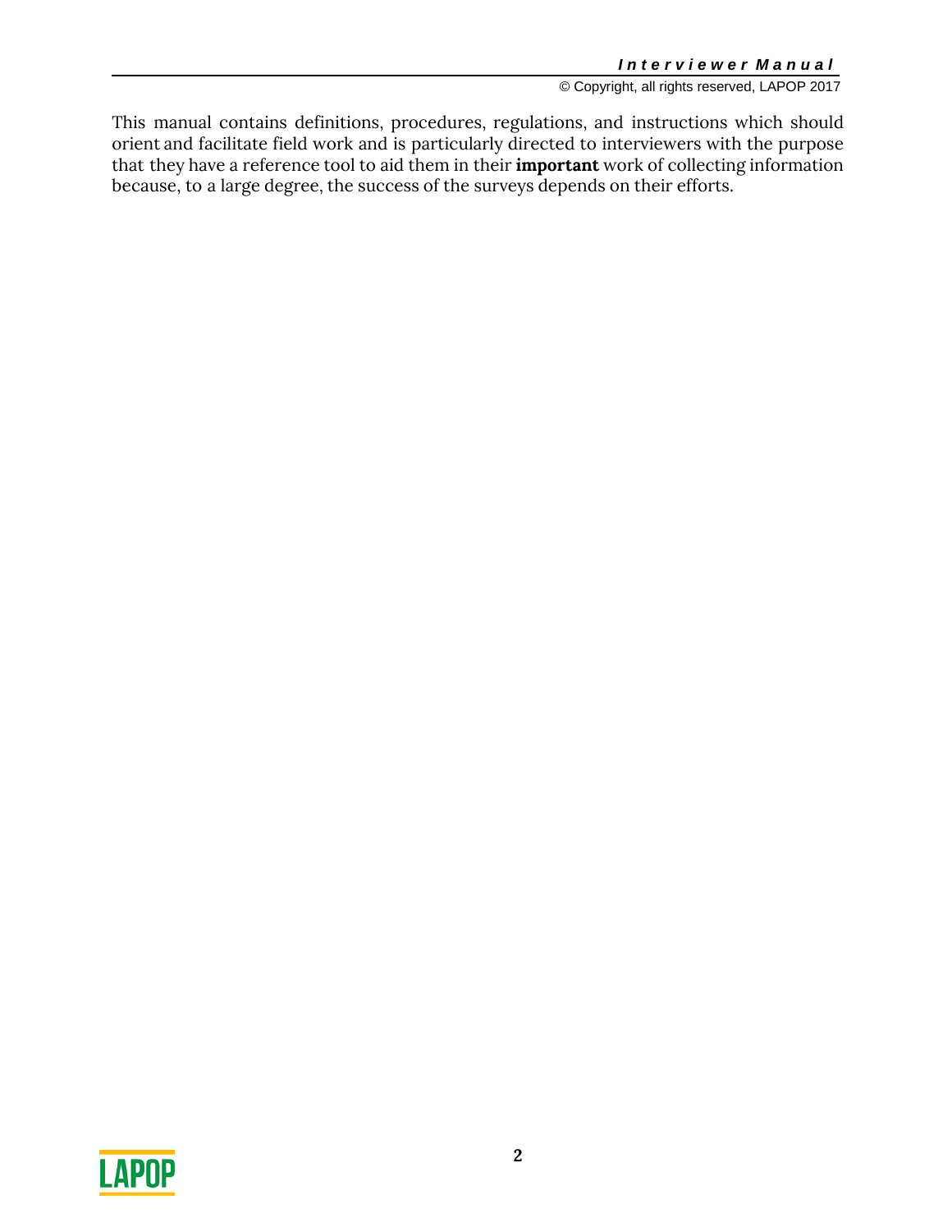This manual contains definitions, procedures, regulations, and instructions which should orient and facilitate field work and is particularly directed to interviewers with the purpose that they have a reference tool to aid them in their **important** work of collecting information because, to a large degree, the success of the surveys depends on their efforts.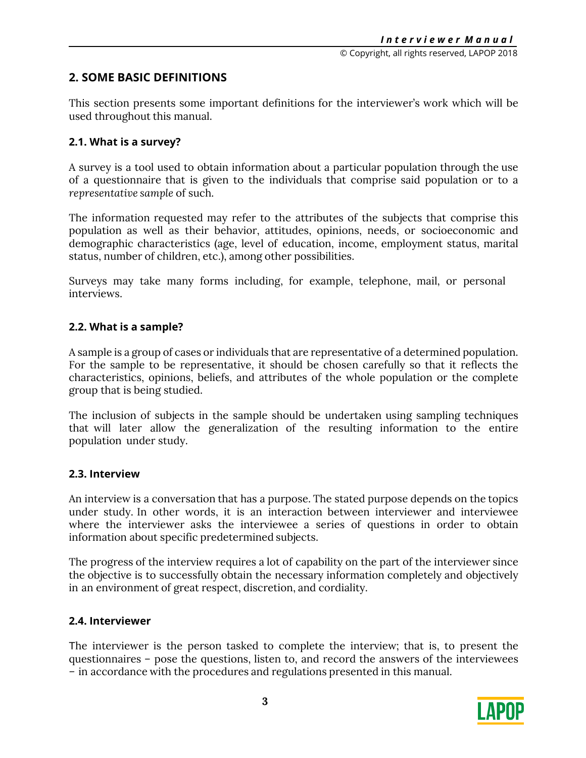## 2. SOME BASIC DEFINITIONS

This section presents some important definitions for the interviewer's work which will be used throughout this manual.

### 2.1. What is a survey?

A survey is a tool used to obtain information about a particular population through the use of a questionnaire that is given to the individuals that comprise said population or to a *representative sample* of such.

The information requested may refer to the attributes of the subjects that comprise this population as well as their behavior, attitudes, opinions, needs, or socioeconomic and demographic characteristics (age, level of education, income, employment status, marital status, number of children, etc.), among other possibilities.

Surveys may take many forms including, for example, telephone, mail, or personal interviews.

### 2.2. What is a sample?

A sample is a group of cases or individuals that are representative of a determined population. For the sample to be representative, it should be chosen carefully so that it reflects the characteristics, opinions, beliefs, and attributes of the whole population or the complete group that is being studied.

The inclusion of subjects in the sample should be undertaken using sampling techniques that will later allow the generalization of the resulting information to the entire population under study.

### 2.3. Interview

An interview is a conversation that has a purpose. The stated purpose depends on the topics under study. In other words, it is an interaction between interviewer and interviewee where the interviewer asks the interviewee a series of questions in order to obtain information about specific predetermined subjects.

The progress of the interview requires a lot of capability on the part of the interviewer since the objective is to successfully obtain the necessary information completely and objectively in an environment of great respect, discretion, and cordiality.

### 2.4. Interviewer

The interviewer is the person tasked to complete the interview; that is, to present the questionnaires – pose the questions, listen to, and record the answers of the interviewees – in accordance with the procedures and regulations presented in this manual.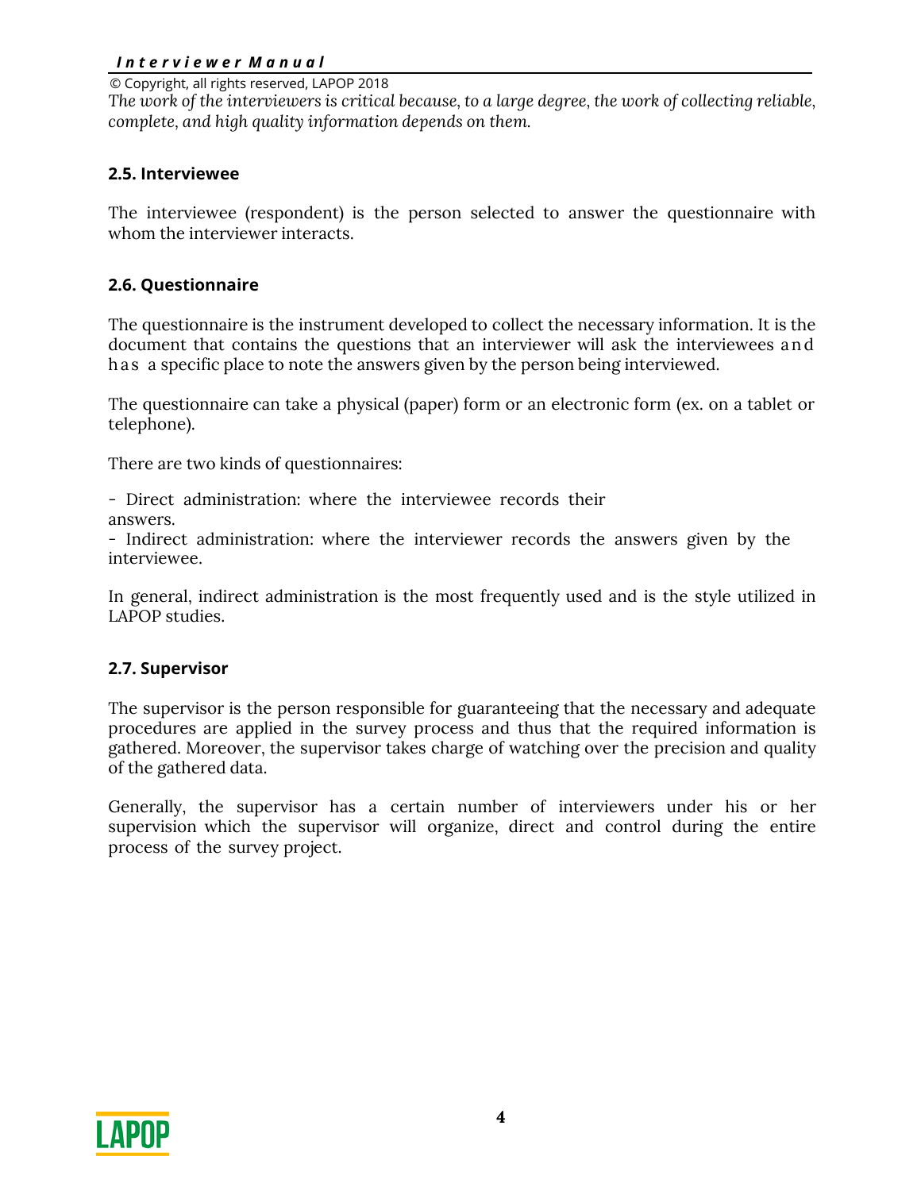*The work of the interviewers is critical because, to a large degree, the work of collecting reliable, complete, and high quality information depends on them.*

### 2.5. Interviewee

The interviewee (respondent) is the person selected to answer the questionnaire with whom the interviewer interacts.

### 2.6. Questionnaire

The questionnaire is the instrument developed to collect the necessary information. It is the document that contains the questions that an interviewer will ask the interviewees and has a specific place to note the answers given by the person being interviewed.

The questionnaire can take a physical (paper) form or an electronic form (ex. on a tablet or telephone).

There are two kinds of questionnaires:

- Direct administration: where the interviewee records their answers.
- Indirect administration: where the interviewer records the answers given by the interviewee.

In general, indirect administration is the most frequently used and is the style utilized in LAPOP studies.

### 2.7. Supervisor

The supervisor is the person responsible for guaranteeing that the necessary and adequate procedures are applied in the survey process and thus that the required information is gathered. Moreover, the supervisor takes charge of watching over the precision and quality of the gathered data.

Generally, the supervisor has a certain number of interviewers under his or her supervision which the supervisor will organize, direct and control during the entire process of the survey project.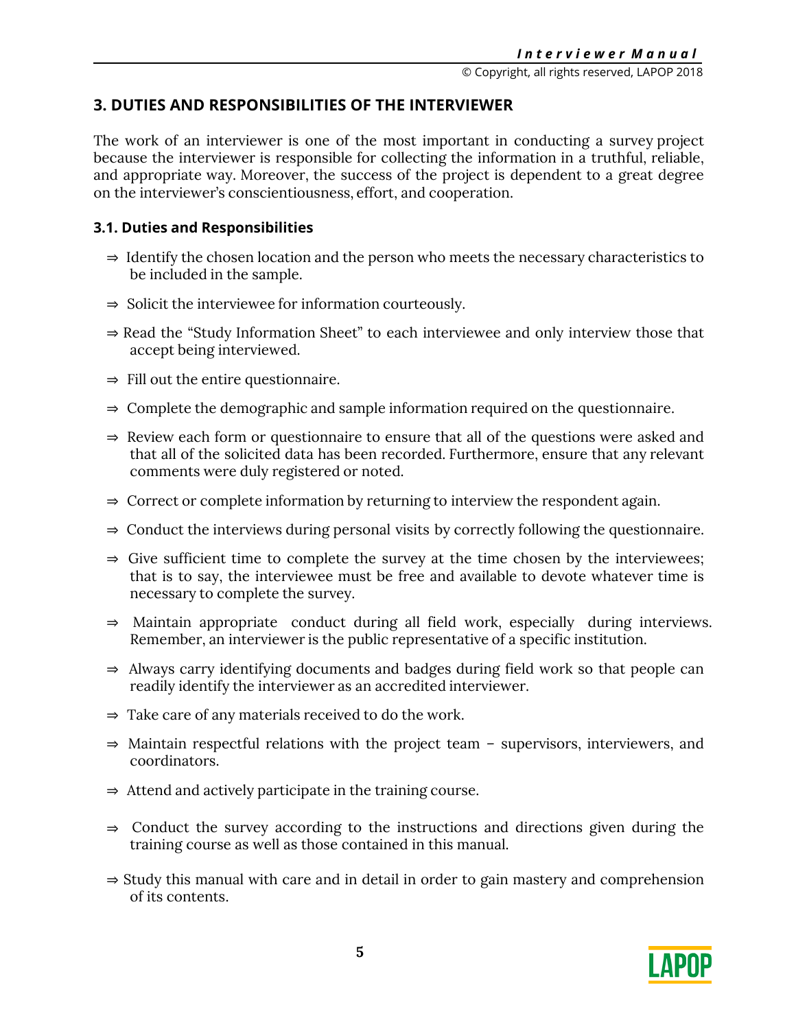## 3. DUTIES AND RESPONSIBILITIES OF THE INTERVIEWER

The work of an interviewer is one of the most important in conducting a survey project because the interviewer is responsible for collecting the information in a truthful, reliable, and appropriate way. Moreover, the success of the project is dependent to a great degree on the interviewer's conscientiousness, effort, and cooperation.

### 3.1. Duties and Responsibilities

⇒ Identify the chosen location and the person who meets the necessary characteristics to be included in the sample.

⇒ Solicit the interviewee for information courteously.

⇒ Read the "Study Information Sheet" to each interviewee and only interview those that accept being interviewed.

⇒ Fill out the entire questionnaire.

⇒ Complete the demographic and sample information required on the questionnaire.

⇒ Review each form or questionnaire to ensure that all of the questions were asked and that all of the solicited data has been recorded. Furthermore, ensure that any relevant comments were duly registered or noted.

⇒ Correct or complete information by returning to interview the respondent again.

⇒ Conduct the interviews during personal visits by correctly following the questionnaire.

⇒ Give sufficient time to complete the survey at the time chosen by the interviewees; that is to say, the interviewee must be free and available to devote whatever time is necessary to complete the survey.

⇒ Maintain appropriate conduct during all field work, especially during interviews. Remember, an interviewer is the public representative of a specific institution.

⇒ Always carry identifying documents and badges during field work so that people can readily identify the interviewer as an accredited interviewer.

⇒ Take care of any materials received to do the work.

⇒ Maintain respectful relations with the project team – supervisors, interviewers, and coordinators.

⇒ Attend and actively participate in the training course.

⇒ Conduct the survey according to the instructions and directions given during the training course as well as those contained in this manual.

⇒ Study this manual with care and in detail in order to gain mastery and comprehension of its contents.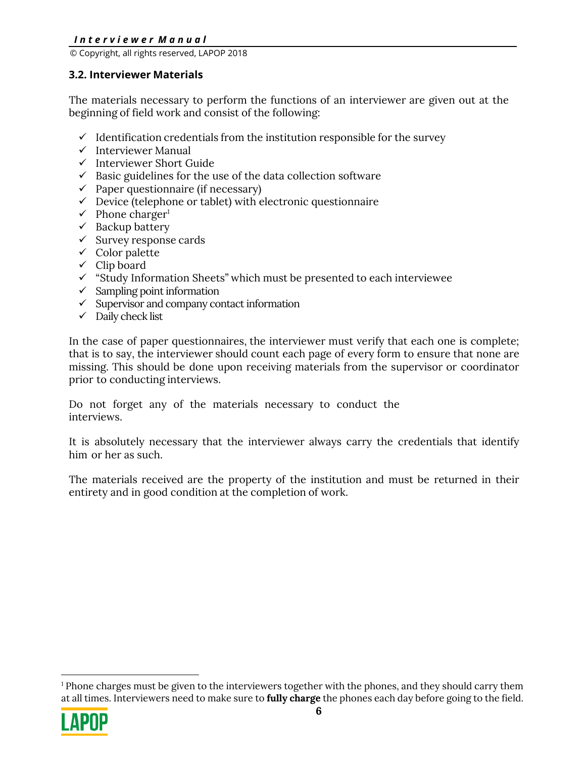### 3.2. Interviewer Materials

The materials necessary to perform the functions of an interviewer are given out at the beginning of field work and consist of the following:

- ✓ Identification credentials from the institution responsible for the survey
- ✓ Interviewer Manual
- ✓ Interviewer Short Guide
- ✓ Basic guidelines for the use of the data collection software
- ✓ Paper questionnaire (if necessary)
- ✓ Device (telephone or tablet) with electronic questionnaire
- ✓ Phone charger[1]
- ✓ Backup battery
- ✓ Survey response cards
- ✓ Color palette
- ✓ Clip board
- ✓ "Study Information Sheets" which must be presented to each interviewee
- ✓ Sampling point information
- ✓ Supervisor and company contact information
- ✓ Daily check list

In the case of paper questionnaires, the interviewer must verify that each one is complete; that is to say, the interviewer should count each page of every form to ensure that none are missing. This should be done upon receiving materials from the supervisor or coordinator prior to conducting interviews.

Do not forget any of the materials necessary to conduct the interviews.

It is absolutely necessary that the interviewer always carry the credentials that identify him or her as such.

The materials received are the property of the institution and must be returned in their entirety and in good condition at the completion of work.

[1] Phone charges must be given to the interviewers together with the phones, and they should carry them at all times. Interviewers need to make sure to **fully charge** the phones each day before going to the field.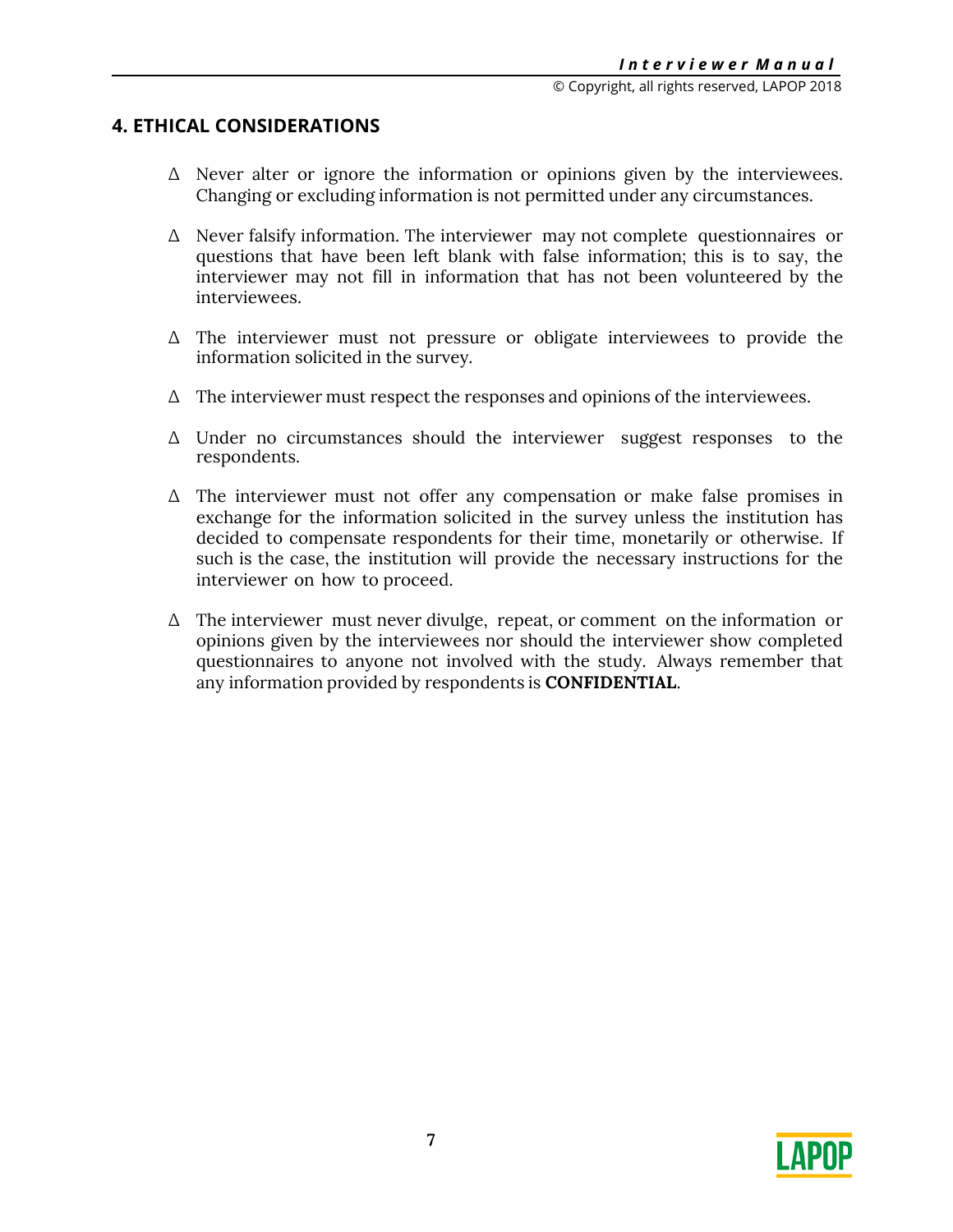## 4. ETHICAL CONSIDERATIONS

- Never alter or ignore the information or opinions given by the interviewees. Changing or excluding information is not permitted under any circumstances.

- Never falsify information. The interviewer may not complete questionnaires or questions that have been left blank with false information; this is to say, the interviewer may not fill in information that has not been volunteered by the interviewees.

- The interviewer must not pressure or obligate interviewees to provide the information solicited in the survey.

- The interviewer must respect the responses and opinions of the interviewees.

- Under no circumstances should the interviewer suggest responses to the respondents.

- The interviewer must not offer any compensation or make false promises in exchange for the information solicited in the survey unless the institution has decided to compensate respondents for their time, monetarily or otherwise. If such is the case, the institution will provide the necessary instructions for the interviewer on how to proceed.

- The interviewer must never divulge, repeat, or comment on the information or opinions given by the interviewees nor should the interviewer show completed questionnaires to anyone not involved with the study. Always remember that any information provided by respondents is **CONFIDENTIAL**.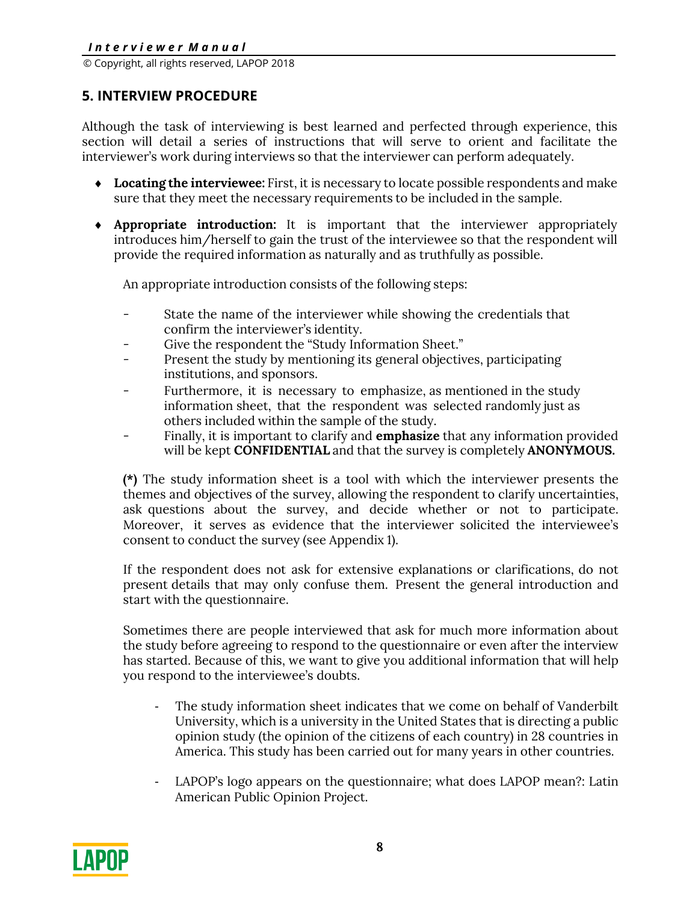## 5. INTERVIEW PROCEDURE

Although the task of interviewing is best learned and perfected through experience, this section will detail a series of instructions that will serve to orient and facilitate the interviewer's work during interviews so that the interviewer can perform adequately.

- **Locating the interviewee:** First, it is necessary to locate possible respondents and make sure that they meet the necessary requirements to be included in the sample.

- **Appropriate introduction:** It is important that the interviewer appropriately introduces him/herself to gain the trust of the interviewee so that the respondent will provide the required information as naturally and as truthfully as possible.

  An appropriate introduction consists of the following steps:

  - State the name of the interviewer while showing the credentials that confirm the interviewer's identity.
  - Give the respondent the "Study Information Sheet."
  - Present the study by mentioning its general objectives, participating institutions, and sponsors.
  - Furthermore, it is necessary to emphasize, as mentioned in the study information sheet, that the respondent was selected randomly just as others included within the sample of the study.
  - Finally, it is important to clarify and **emphasize** that any information provided will be kept **CONFIDENTIAL** and that the survey is completely **ANONYMOUS.**

  **(*)** The study information sheet is a tool with which the interviewer presents the themes and objectives of the survey, allowing the respondent to clarify uncertainties, ask questions about the survey, and decide whether or not to participate. Moreover, it serves as evidence that the interviewer solicited the interviewee's consent to conduct the survey (see Appendix 1).

  If the respondent does not ask for extensive explanations or clarifications, do not present details that may only confuse them. Present the general introduction and start with the questionnaire.

  Sometimes there are people interviewed that ask for much more information about the study before agreeing to respond to the questionnaire or even after the interview has started. Because of this, we want to give you additional information that will help you respond to the interviewee's doubts.

  - The study information sheet indicates that we come on behalf of Vanderbilt University, which is a university in the United States that is directing a public opinion study (the opinion of the citizens of each country) in 28 countries in America. This study has been carried out for many years in other countries.

  - LAPOP's logo appears on the questionnaire; what does LAPOP mean?: Latin American Public Opinion Project.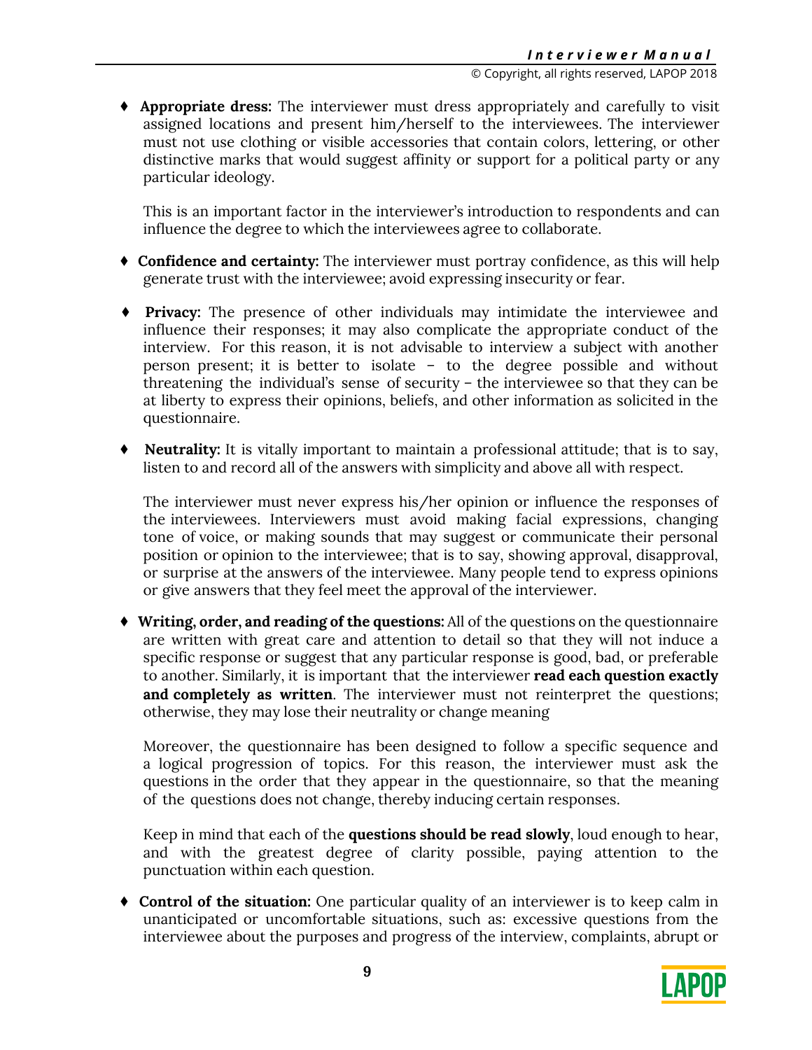- **Appropriate dress:** The interviewer must dress appropriately and carefully to visit assigned locations and present him/herself to the interviewees. The interviewer must not use clothing or visible accessories that contain colors, lettering, or other distinctive marks that would suggest affinity or support for a political party or any particular ideology.

  This is an important factor in the interviewer's introduction to respondents and can influence the degree to which the interviewees agree to collaborate.

- **Confidence and certainty:** The interviewer must portray confidence, as this will help generate trust with the interviewee; avoid expressing insecurity or fear.

- **Privacy:** The presence of other individuals may intimidate the interviewee and influence their responses; it may also complicate the appropriate conduct of the interview. For this reason, it is not advisable to interview a subject with another person present; it is better to isolate – to the degree possible and without threatening the individual's sense of security – the interviewee so that they can be at liberty to express their opinions, beliefs, and other information as solicited in the questionnaire.

- **Neutrality:** It is vitally important to maintain a professional attitude; that is to say, listen to and record all of the answers with simplicity and above all with respect.

  The interviewer must never express his/her opinion or influence the responses of the interviewees. Interviewers must avoid making facial expressions, changing tone of voice, or making sounds that may suggest or communicate their personal position or opinion to the interviewee; that is to say, showing approval, disapproval, or surprise at the answers of the interviewee. Many people tend to express opinions or give answers that they feel meet the approval of the interviewer.

- **Writing, order, and reading of the questions:** All of the questions on the questionnaire are written with great care and attention to detail so that they will not induce a specific response or suggest that any particular response is good, bad, or preferable to another. Similarly, it is important that the interviewer **read each question exactly and completely as written**. The interviewer must not reinterpret the questions; otherwise, they may lose their neutrality or change meaning

  Moreover, the questionnaire has been designed to follow a specific sequence and a logical progression of topics. For this reason, the interviewer must ask the questions in the order that they appear in the questionnaire, so that the meaning of the questions does not change, thereby inducing certain responses.

  Keep in mind that each of the **questions should be read slowly**, loud enough to hear, and with the greatest degree of clarity possible, paying attention to the punctuation within each question.

- **Control of the situation:** One particular quality of an interviewer is to keep calm in unanticipated or uncomfortable situations, such as: excessive questions from the interviewee about the purposes and progress of the interview, complaints, abrupt or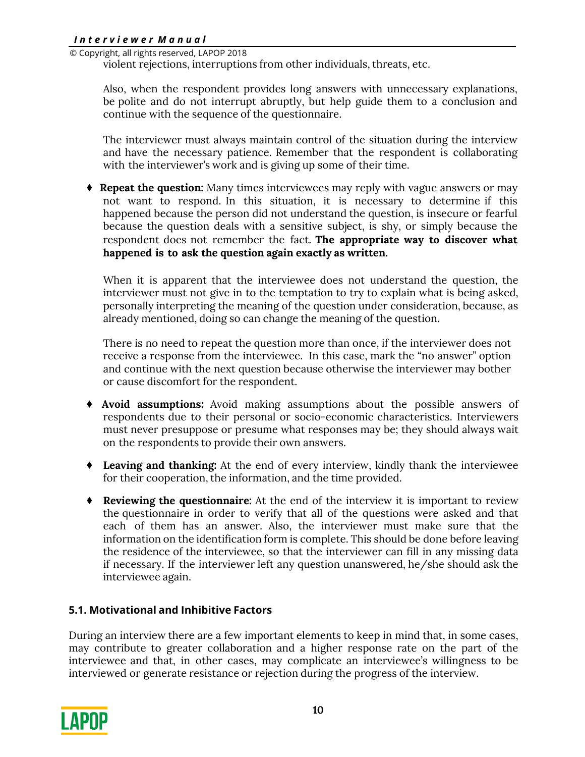violent rejections, interruptions from other individuals, threats, etc.

Also, when the respondent provides long answers with unnecessary explanations, be polite and do not interrupt abruptly, but help guide them to a conclusion and continue with the sequence of the questionnaire.

The interviewer must always maintain control of the situation during the interview and have the necessary patience. Remember that the respondent is collaborating with the interviewer's work and is giving up some of their time.

- **Repeat the question:** Many times interviewees may reply with vague answers or may not want to respond. In this situation, it is necessary to determine if this happened because the person did not understand the question, is insecure or fearful because the question deals with a sensitive subject, is shy, or simply because the respondent does not remember the fact. **The appropriate way to discover what happened is to ask the question again exactly as written.**

  When it is apparent that the interviewee does not understand the question, the interviewer must not give in to the temptation to try to explain what is being asked, personally interpreting the meaning of the question under consideration, because, as already mentioned, doing so can change the meaning of the question.

  There is no need to repeat the question more than once, if the interviewer does not receive a response from the interviewee. In this case, mark the "no answer" option and continue with the next question because otherwise the interviewer may bother or cause discomfort for the respondent.

- **Avoid assumptions:** Avoid making assumptions about the possible answers of respondents due to their personal or socio-economic characteristics. Interviewers must never presuppose or presume what responses may be; they should always wait on the respondents to provide their own answers.

- **Leaving and thanking:** At the end of every interview, kindly thank the interviewee for their cooperation, the information, and the time provided.

- **Reviewing the questionnaire:** At the end of the interview it is important to review the questionnaire in order to verify that all of the questions were asked and that each of them has an answer. Also, the interviewer must make sure that the information on the identification form is complete. This should be done before leaving the residence of the interviewee, so that the interviewer can fill in any missing data if necessary. If the interviewer left any question unanswered, he/she should ask the interviewee again.

### 5.1. Motivational and Inhibitive Factors

During an interview there are a few important elements to keep in mind that, in some cases, may contribute to greater collaboration and a higher response rate on the part of the interviewee and that, in other cases, may complicate an interviewee's willingness to be interviewed or generate resistance or rejection during the progress of the interview.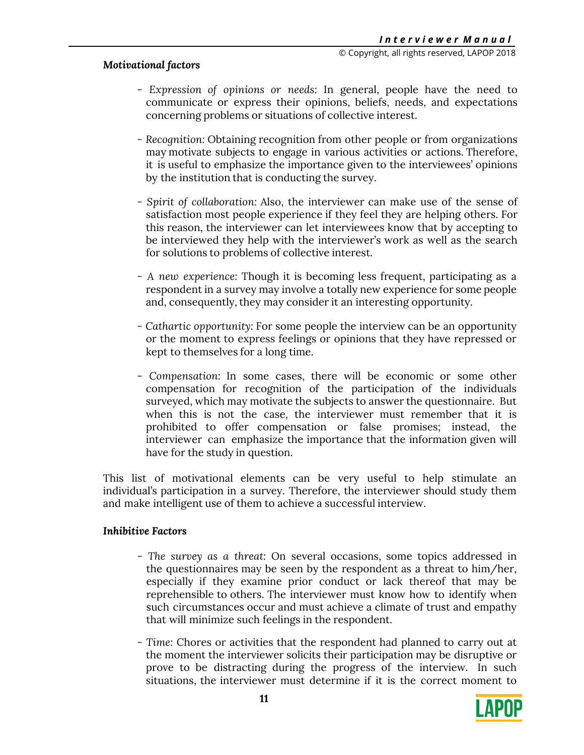***Motivational factors***

- *Expression of opinions or needs:* In general, people have the need to communicate or express their opinions, beliefs, needs, and expectations concerning problems or situations of collective interest.

- *Recognition:* Obtaining recognition from other people or from organizations may motivate subjects to engage in various activities or actions. Therefore, it is useful to emphasize the importance given to the interviewees' opinions by the institution that is conducting the survey.

- *Spirit of collaboration:* Also, the interviewer can make use of the sense of satisfaction most people experience if they feel they are helping others. For this reason, the interviewer can let interviewees know that by accepting to be interviewed they help with the interviewer's work as well as the search for solutions to problems of collective interest.

- *A new experience*: Though it is becoming less frequent, participating as a respondent in a survey may involve a totally new experience for some people and, consequently, they may consider it an interesting opportunity.

- *Cathartic opportunity*: For some people the interview can be an opportunity or the moment to express feelings or opinions that they have repressed or kept to themselves for a long time.

- *Compensation:* In some cases, there will be economic or some other compensation for recognition of the participation of the individuals surveyed, which may motivate the subjects to answer the questionnaire. But when this is not the case, the interviewer must remember that it is prohibited to offer compensation or false promises; instead, the interviewer can emphasize the importance that the information given will have for the study in question.

This list of motivational elements can be very useful to help stimulate an individual's participation in a survey. Therefore, the interviewer should study them and make intelligent use of them to achieve a successful interview.

***Inhibitive Factors***

- *The survey as a threat:* On several occasions, some topics addressed in the questionnaires may be seen by the respondent as a threat to him/her, especially if they examine prior conduct or lack thereof that may be reprehensible to others. The interviewer must know how to identify when such circumstances occur and must achieve a climate of trust and empathy that will minimize such feelings in the respondent.

- *Time:* Chores or activities that the respondent had planned to carry out at the moment the interviewer solicits their participation may be disruptive or prove to be distracting during the progress of the interview. In such situations, the interviewer must determine if it is the correct moment to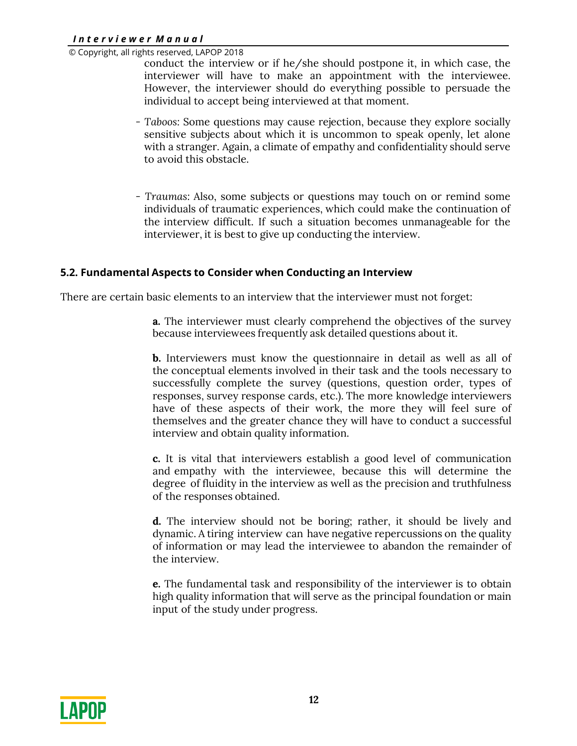conduct the interview or if he/she should postpone it, in which case, the interviewer will have to make an appointment with the interviewee. However, the interviewer should do everything possible to persuade the individual to accept being interviewed at that moment.

- *Taboos*: Some questions may cause rejection, because they explore socially sensitive subjects about which it is uncommon to speak openly, let alone with a stranger. Again, a climate of empathy and confidentiality should serve to avoid this obstacle.

- *Traumas*: Also, some subjects or questions may touch on or remind some individuals of traumatic experiences, which could make the continuation of the interview difficult. If such a situation becomes unmanageable for the interviewer, it is best to give up conducting the interview.

### 5.2. Fundamental Aspects to Consider when Conducting an Interview

There are certain basic elements to an interview that the interviewer must not forget:

**a.** The interviewer must clearly comprehend the objectives of the survey because interviewees frequently ask detailed questions about it.

**b.** Interviewers must know the questionnaire in detail as well as all of the conceptual elements involved in their task and the tools necessary to successfully complete the survey (questions, question order, types of responses, survey response cards, etc.). The more knowledge interviewers have of these aspects of their work, the more they will feel sure of themselves and the greater chance they will have to conduct a successful interview and obtain quality information.

**c.** It is vital that interviewers establish a good level of communication and empathy with the interviewee, because this will determine the degree of fluidity in the interview as well as the precision and truthfulness of the responses obtained.

**d.** The interview should not be boring; rather, it should be lively and dynamic. A tiring interview can have negative repercussions on the quality of information or may lead the interviewee to abandon the remainder of the interview.

**e.** The fundamental task and responsibility of the interviewer is to obtain high quality information that will serve as the principal foundation or main input of the study under progress.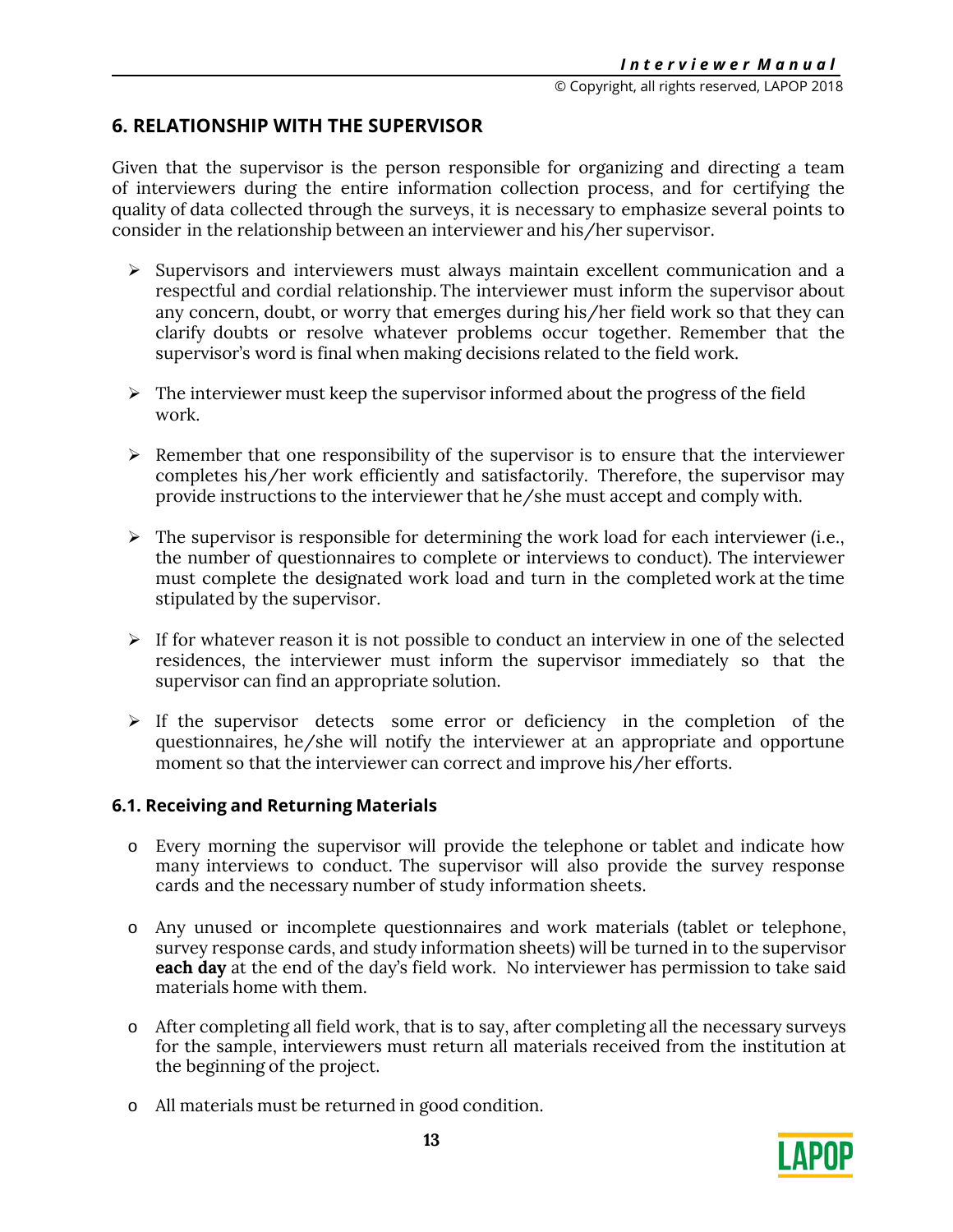## 6. RELATIONSHIP WITH THE SUPERVISOR

Given that the supervisor is the person responsible for organizing and directing a team of interviewers during the entire information collection process, and for certifying the quality of data collected through the surveys, it is necessary to emphasize several points to consider in the relationship between an interviewer and his/her supervisor.

- Supervisors and interviewers must always maintain excellent communication and a respectful and cordial relationship. The interviewer must inform the supervisor about any concern, doubt, or worry that emerges during his/her field work so that they can clarify doubts or resolve whatever problems occur together. Remember that the supervisor's word is final when making decisions related to the field work.
- The interviewer must keep the supervisor informed about the progress of the field work.
- Remember that one responsibility of the supervisor is to ensure that the interviewer completes his/her work efficiently and satisfactorily. Therefore, the supervisor may provide instructions to the interviewer that he/she must accept and comply with.
- The supervisor is responsible for determining the work load for each interviewer (i.e., the number of questionnaires to complete or interviews to conduct). The interviewer must complete the designated work load and turn in the completed work at the time stipulated by the supervisor.
- If for whatever reason it is not possible to conduct an interview in one of the selected residences, the interviewer must inform the supervisor immediately so that the supervisor can find an appropriate solution.
- If the supervisor detects some error or deficiency in the completion of the questionnaires, he/she will notify the interviewer at an appropriate and opportune moment so that the interviewer can correct and improve his/her efforts.

### 6.1. Receiving and Returning Materials

- Every morning the supervisor will provide the telephone or tablet and indicate how many interviews to conduct. The supervisor will also provide the survey response cards and the necessary number of study information sheets.
- Any unused or incomplete questionnaires and work materials (tablet or telephone, survey response cards, and study information sheets) will be turned in to the supervisor **each day** at the end of the day's field work. No interviewer has permission to take said materials home with them.
- After completing all field work, that is to say, after completing all the necessary surveys for the sample, interviewers must return all materials received from the institution at the beginning of the project.
- All materials must be returned in good condition.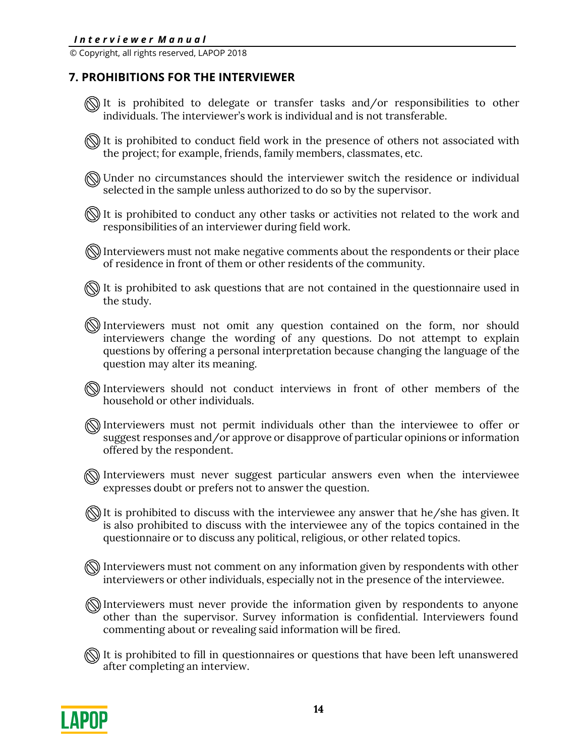## 7. PROHIBITIONS FOR THE INTERVIEWER

- It is prohibited to delegate or transfer tasks and/or responsibilities to other individuals. The interviewer's work is individual and is not transferable.
- It is prohibited to conduct field work in the presence of others not associated with the project; for example, friends, family members, classmates, etc.
- Under no circumstances should the interviewer switch the residence or individual selected in the sample unless authorized to do so by the supervisor.
- It is prohibited to conduct any other tasks or activities not related to the work and responsibilities of an interviewer during field work.
- Interviewers must not make negative comments about the respondents or their place of residence in front of them or other residents of the community.
- It is prohibited to ask questions that are not contained in the questionnaire used in the study.
- Interviewers must not omit any question contained on the form, nor should interviewers change the wording of any questions. Do not attempt to explain questions by offering a personal interpretation because changing the language of the question may alter its meaning.
- Interviewers should not conduct interviews in front of other members of the household or other individuals.
- Interviewers must not permit individuals other than the interviewee to offer or suggest responses and/or approve or disapprove of particular opinions or information offered by the respondent.
- Interviewers must never suggest particular answers even when the interviewee expresses doubt or prefers not to answer the question.
- It is prohibited to discuss with the interviewee any answer that he/she has given. It is also prohibited to discuss with the interviewee any of the topics contained in the questionnaire or to discuss any political, religious, or other related topics.
- Interviewers must not comment on any information given by respondents with other interviewers or other individuals, especially not in the presence of the interviewee.
- Interviewers must never provide the information given by respondents to anyone other than the supervisor. Survey information is confidential. Interviewers found commenting about or revealing said information will be fired.
- It is prohibited to fill in questionnaires or questions that have been left unanswered after completing an interview.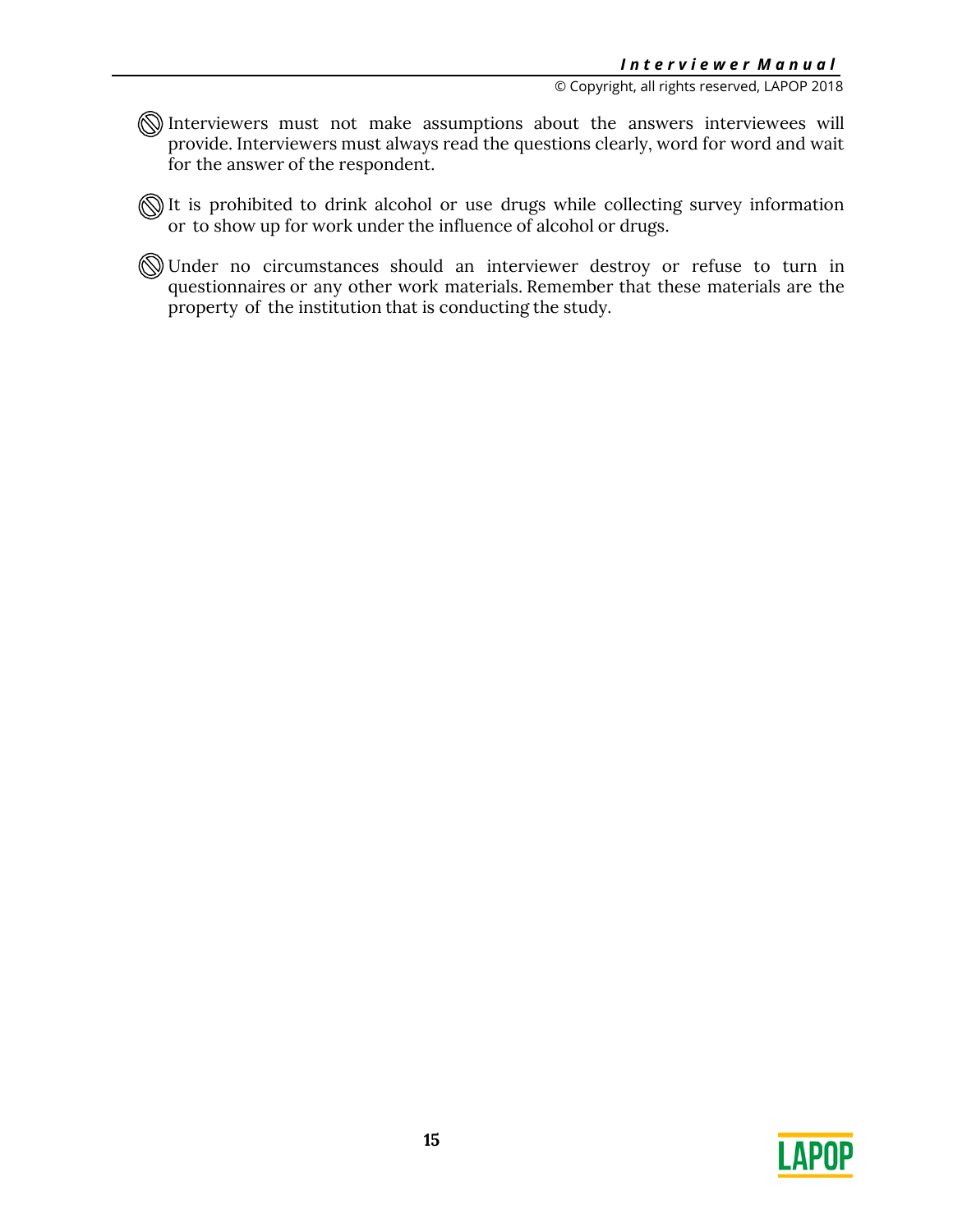- 🚫 Interviewers must not make assumptions about the answers interviewees will provide. Interviewers must always read the questions clearly, word for word and wait for the answer of the respondent.
- 🚫 It is prohibited to drink alcohol or use drugs while collecting survey information or to show up for work under the influence of alcohol or drugs.
- 🚫 Under no circumstances should an interviewer destroy or refuse to turn in questionnaires or any other work materials. Remember that these materials are the property of the institution that is conducting the study.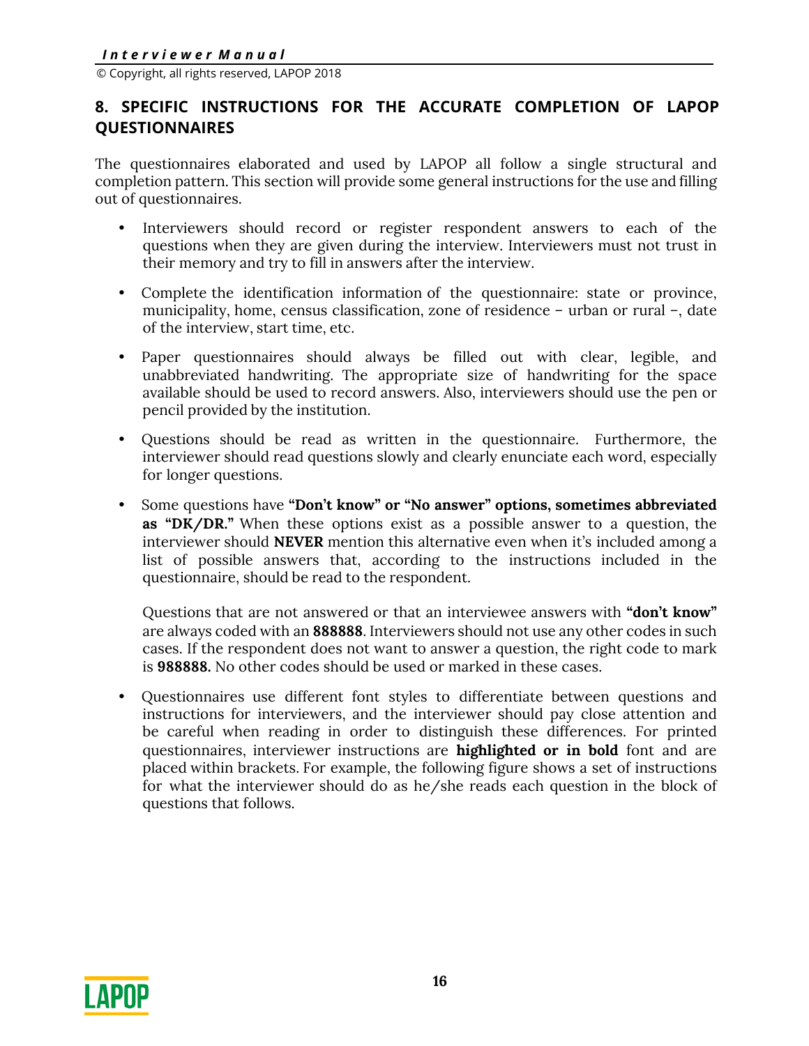## 8. SPECIFIC INSTRUCTIONS FOR THE ACCURATE COMPLETION OF LAPOP QUESTIONNAIRES

The questionnaires elaborated and used by LAPOP all follow a single structural and completion pattern. This section will provide some general instructions for the use and filling out of questionnaires.

- Interviewers should record or register respondent answers to each of the questions when they are given during the interview. Interviewers must not trust in their memory and try to fill in answers after the interview.

- Complete the identification information of the questionnaire: state or province, municipality, home, census classification, zone of residence – urban or rural –, date of the interview, start time, etc.

- Paper questionnaires should always be filled out with clear, legible, and unabbreviated handwriting. The appropriate size of handwriting for the space available should be used to record answers. Also, interviewers should use the pen or pencil provided by the institution.

- Questions should be read as written in the questionnaire. Furthermore, the interviewer should read questions slowly and clearly enunciate each word, especially for longer questions.

- Some questions have **"Don't know" or "No answer" options, sometimes abbreviated as "DK/DR."** When these options exist as a possible answer to a question, the interviewer should **NEVER** mention this alternative even when it's included among a list of possible answers that, according to the instructions included in the questionnaire, should be read to the respondent.

  Questions that are not answered or that an interviewee answers with **"don't know"** are always coded with an **888888**. Interviewers should not use any other codes in such cases. If the respondent does not want to answer a question, the right code to mark is **988888.** No other codes should be used or marked in these cases.

- Questionnaires use different font styles to differentiate between questions and instructions for interviewers, and the interviewer should pay close attention and be careful when reading in order to distinguish these differences. For printed questionnaires, interviewer instructions are **highlighted or in bold** font and are placed within brackets. For example, the following figure shows a set of instructions for what the interviewer should do as he/she reads each question in the block of questions that follows.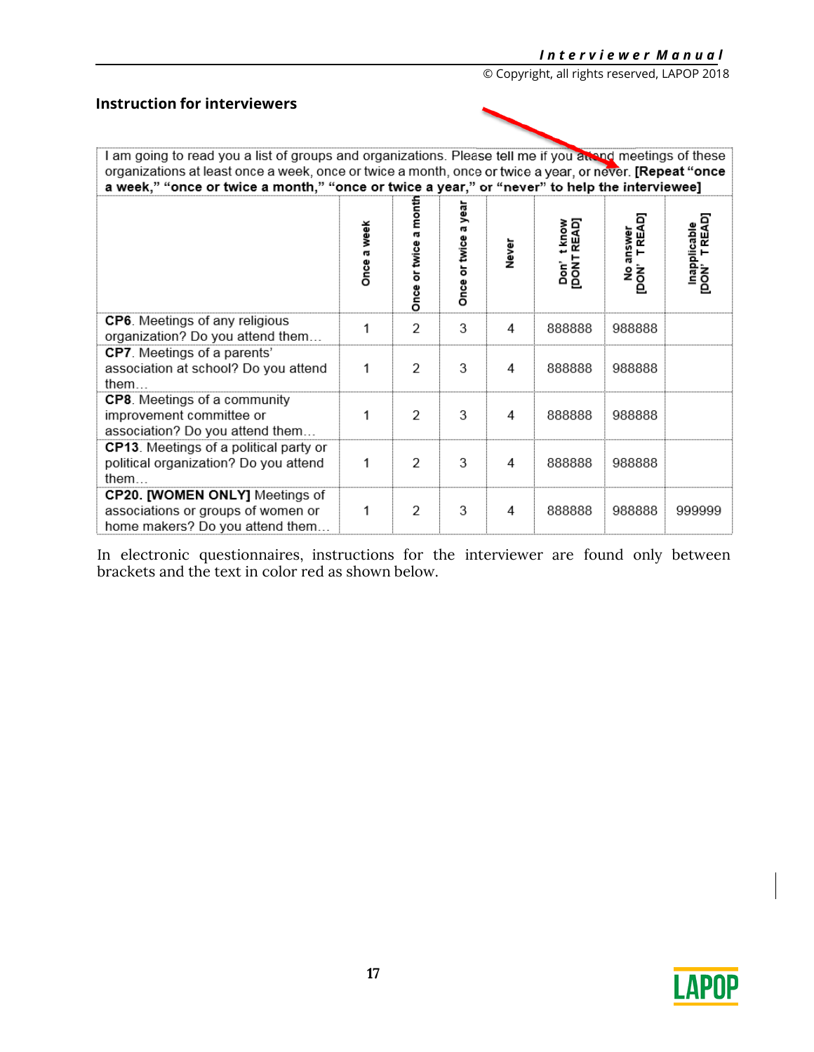## Instruction for interviewers

I am going to read you a list of groups and organizations. Please tell me if you attend meetings of these organizations at least once a week, once or twice a month, once or twice a year, or never. **[Repeat "once a week," "once or twice a month," "once or twice a year," or "never" to help the interviewee]**

| | Once a week | Once or twice a month | Once or twice a year | Never | Don' t know [DONT READ] | No answer [DON' T READ] | Inapplicable [DON' T READ] |
|---|---|---|---|---|---|---|---|
| **CP6**. Meetings of any religious organization? Do you attend them… | 1 | 2 | 3 | 4 | 888888 | 988888 | |
| **CP7**. Meetings of a parents' association at school? Do you attend them… | 1 | 2 | 3 | 4 | 888888 | 988888 | |
| **CP8**. Meetings of a community improvement committee or association? Do you attend them… | 1 | 2 | 3 | 4 | 888888 | 988888 | |
| **CP13**. Meetings of a political party or political organization? Do you attend them… | 1 | 2 | 3 | 4 | 888888 | 988888 | |
| **CP20. [WOMEN ONLY]** Meetings of associations or groups of women or home makers? Do you attend them… | 1 | 2 | 3 | 4 | 888888 | 988888 | 999999 |

In electronic questionnaires, instructions for the interviewer are found only between brackets and the text in color red as shown below.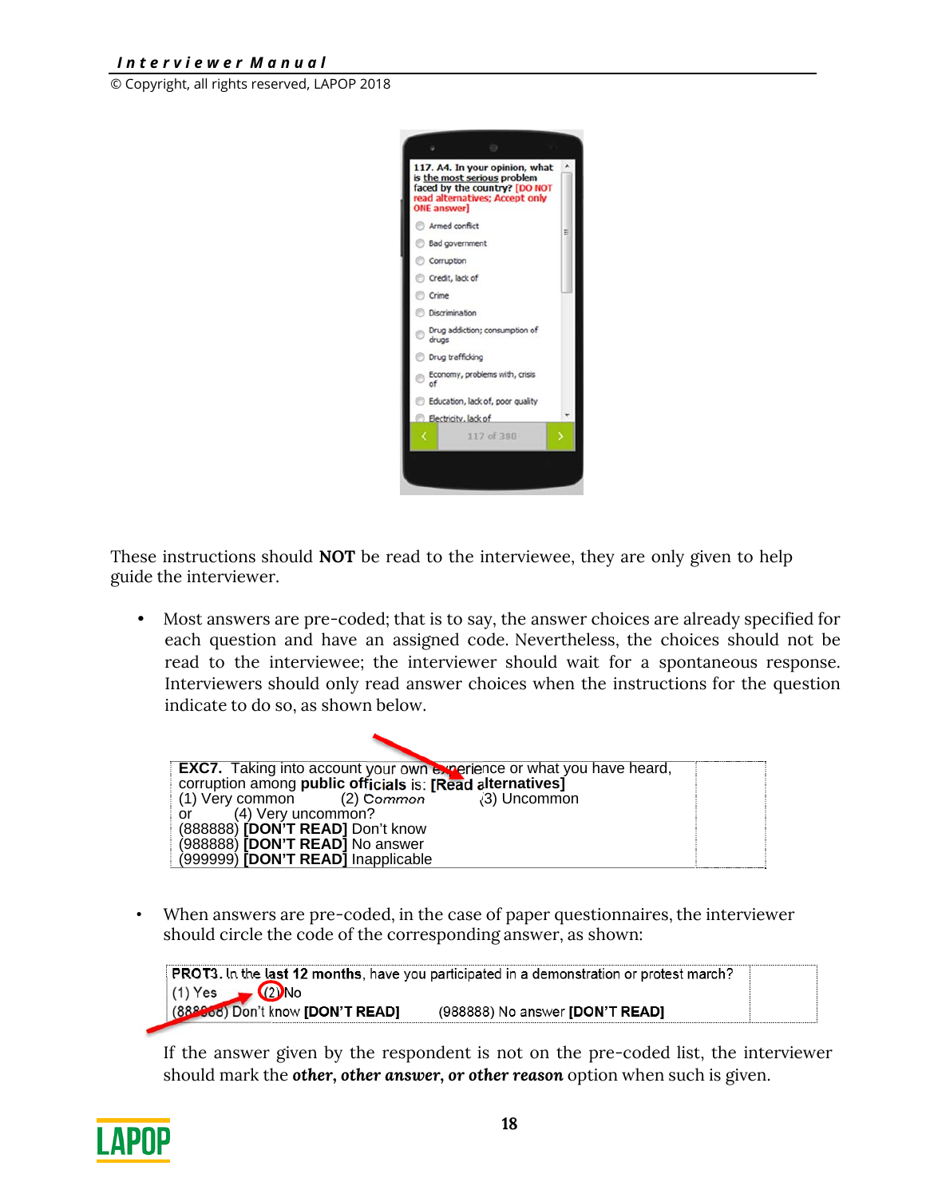These instructions should **NOT** be read to the interviewee, they are only given to help guide the interviewer.

- Most answers are pre-coded; that is to say, the answer choices are already specified for each question and have an assigned code. Nevertheless, the choices should not be read to the interviewee; the interviewer should wait for a spontaneous response. Interviewers should only read answer choices when the instructions for the question indicate to do so, as shown below.

| **EXC7.** Taking into account your own experience or what you have heard, corruption among **public officials** is: **[Read alternatives]**<br>(1) Very common (2) Common (3) Uncommon<br>or (4) Very uncommon?<br>(888888) **[DON'T READ]** Don't know<br>(988888) **[DON'T READ]** No answer<br>(999999) **[DON'T READ]** Inapplicable | |
|---|---|

- When answers are pre-coded, in the case of paper questionnaires, the interviewer should circle the code of the corresponding answer, as shown:

| **PROT3.** In the **last 12 months**, have you participated in a demonstration or protest march?<br>(1) Yes (2) No<br>(888888) Don't know **[DON'T READ]** (988888) No answer **[DON'T READ]** | |
|---|---|

If the answer given by the respondent is not on the pre-coded list, the interviewer should mark the ***other, other answer, or other reason*** option when such is given.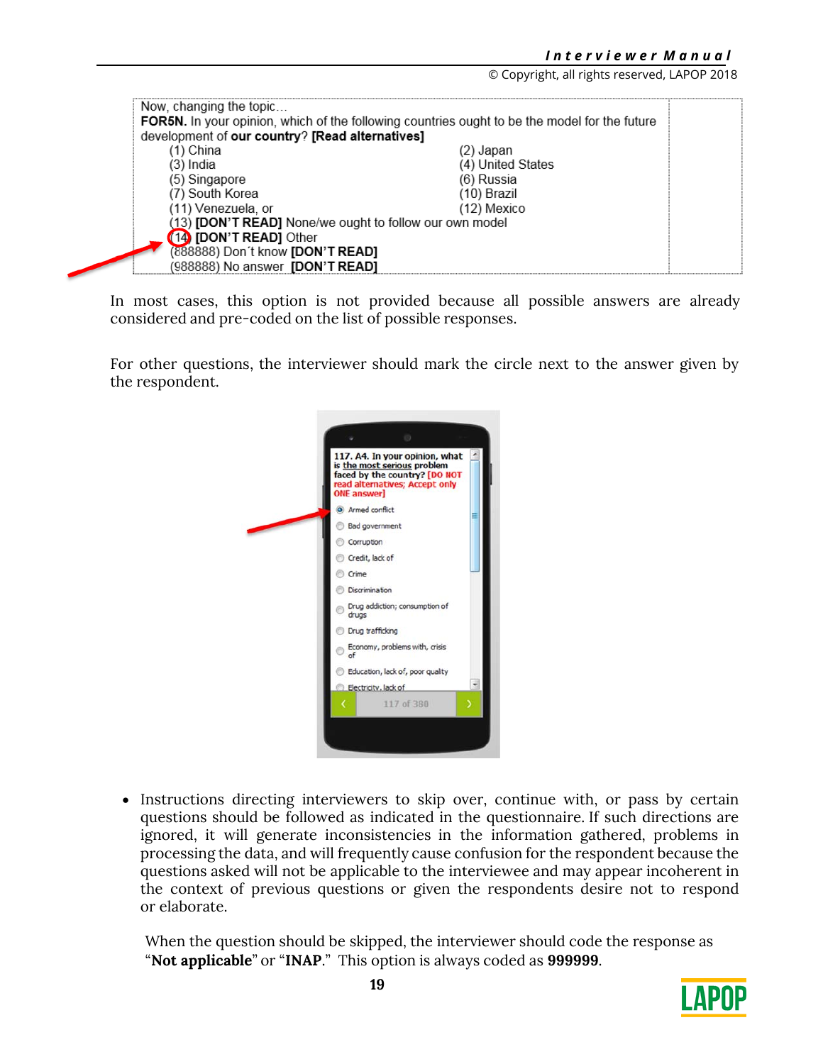Now, changing the topic…
**FOR5N.** In your opinion, which of the following countries ought to be the model for the future development of **our country**? **[Read alternatives]**

| | |
|---|---|
| (1) China | (2) Japan |
| (3) India | (4) United States |
| (5) Singapore | (6) Russia |
| (7) South Korea | (10) Brazil |
| (11) Venezuela, or | (12) Mexico |

(13) **[DON'T READ]** None/we ought to follow our own model
(14) **[DON'T READ]** Other
(888888) Don´t know **[DON'T READ]**
(988888) No answer **[DON'T READ]**

In most cases, this option is not provided because all possible answers are already considered and pre-coded on the list of possible responses.

For other questions, the interviewer should mark the circle next to the answer given by the respondent.

- Instructions directing interviewers to skip over, continue with, or pass by certain questions should be followed as indicated in the questionnaire. If such directions are ignored, it will generate inconsistencies in the information gathered, problems in processing the data, and will frequently cause confusion for the respondent because the questions asked will not be applicable to the interviewee and may appear incoherent in the context of previous questions or given the respondents desire not to respond or elaborate.

  When the question should be skipped, the interviewer should code the response as "**Not applicable**" or "**INAP**." This option is always coded as **999999**.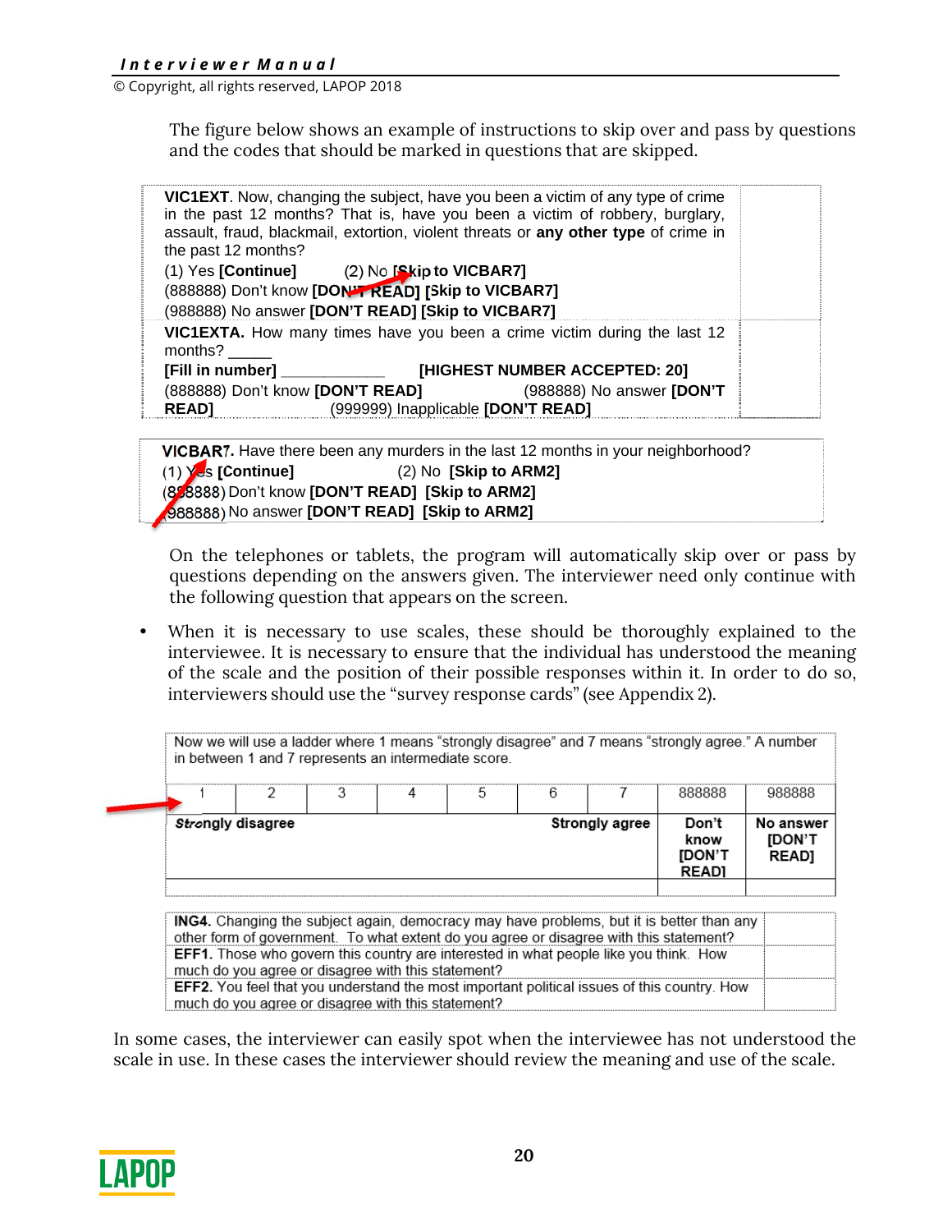The figure below shows an example of instructions to skip over and pass by questions and the codes that should be marked in questions that are skipped.

| | |
|---|---|
| **VIC1EXT**. Now, changing the subject, have you been a victim of any type of crime in the past 12 months? That is, have you been a victim of robbery, burglary, assault, fraud, blackmail, extortion, violent threats or **any other type** of crime in the past 12 months?<br>(1) Yes **[Continue]** (2) No **[Skip to VICBAR7]**<br>(888888) Don't know **[DON'T READ] [Skip to VICBAR7]**<br>(988888) No answer **[DON'T READ] [Skip to VICBAR7]** | |
| **VIC1EXTA.** How many times have you been a crime victim during the last 12 months? _____<br>**[Fill in number]** ____________ **[HIGHEST NUMBER ACCEPTED: 20]**<br>(888888) Don't know **[DON'T READ]** (988888) No answer **[DON'T READ]** (999999) Inapplicable **[DON'T READ]** | |

| |
|---|
| **VICBAR7.** Have there been any murders in the last 12 months in your neighborhood?<br>(1) Yes **[Continue]** (2) No **[Skip to ARM2]**<br>(888888) Don't know **[DON'T READ] [Skip to ARM2]**<br>(988888) No answer **[DON'T READ] [Skip to ARM2]** |

On the telephones or tablets, the program will automatically skip over or pass by questions depending on the answers given. The interviewer need only continue with the following question that appears on the screen.

- When it is necessary to use scales, these should be thoroughly explained to the interviewee. It is necessary to ensure that the individual has understood the meaning of the scale and the position of their possible responses within it. In order to do so, interviewers should use the "survey response cards" (see Appendix 2).

Now we will use a ladder where 1 means "strongly disagree" and 7 means "strongly agree." A number in between 1 and 7 represents an intermediate score.

| 1 | 2 | 3 | 4 | 5 | 6 | 7 | 888888 | 988888 |
|---|---|---|---|---|---|---|---|---|
| **Strongly disagree** | | | | | | **Strongly agree** | **Don't know [DON'T READ]** | **No answer [DON'T READ]** |

| | |
|---|---|
| **ING4.** Changing the subject again, democracy may have problems, but it is better than any other form of government. To what extent do you agree or disagree with this statement? | |
| **EFF1.** Those who govern this country are interested in what people like you think. How much do you agree or disagree with this statement? | |
| **EFF2.** You feel that you understand the most important political issues of this country. How much do you agree or disagree with this statement? | |

In some cases, the interviewer can easily spot when the interviewee has not understood the scale in use. In these cases the interviewer should review the meaning and use of the scale.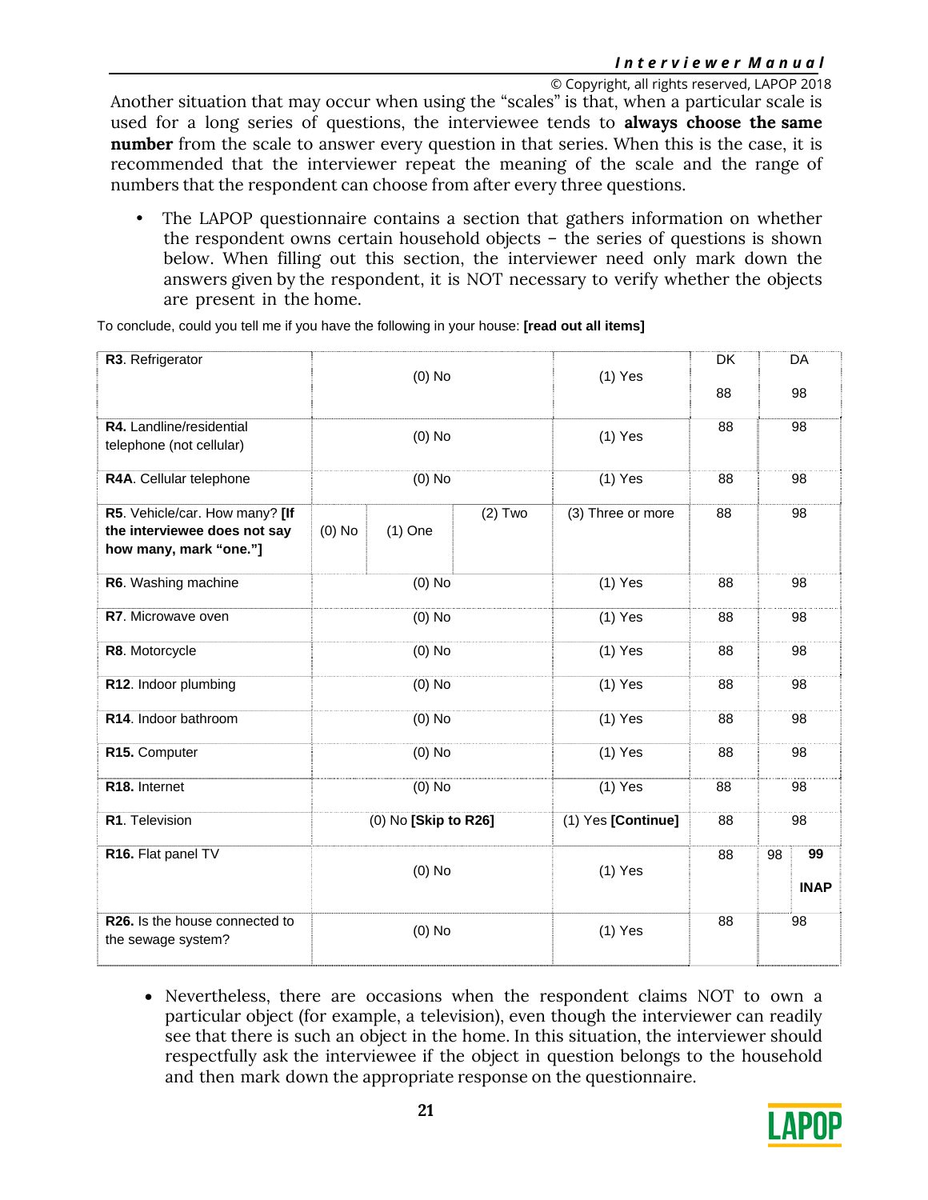Another situation that may occur when using the "scales" is that, when a particular scale is used for a long series of questions, the interviewee tends to **always choose the same number** from the scale to answer every question in that series. When this is the case, it is recommended that the interviewer repeat the meaning of the scale and the range of numbers that the respondent can choose from after every three questions.

- The LAPOP questionnaire contains a section that gathers information on whether the respondent owns certain household objects – the series of questions is shown below. When filling out this section, the interviewer need only mark down the answers given by the respondent, it is NOT necessary to verify whether the objects are present in the home.

To conclude, could you tell me if you have the following in your house: **[read out all items]**

| | | | | | DK | DA | |
|---|---|---|---|---|---|---|---|
| **R3**. Refrigerator | (0) No | | | (1) Yes | 88 | 98 | |
| **R4.** Landline/residential telephone (not cellular) | (0) No | | | (1) Yes | 88 | 98 | |
| **R4A**. Cellular telephone | (0) No | | | (1) Yes | 88 | 98 | |
| **R5**. Vehicle/car. How many? **[If the interviewee does not say how many, mark "one."]** | (0) No | (1) One | (2) Two | (3) Three or more | 88 | 98 | |
| **R6**. Washing machine | (0) No | | | (1) Yes | 88 | 98 | |
| **R7**. Microwave oven | (0) No | | | (1) Yes | 88 | 98 | |
| **R8**. Motorcycle | (0) No | | | (1) Yes | 88 | 98 | |
| **R12**. Indoor plumbing | (0) No | | | (1) Yes | 88 | 98 | |
| **R14**. Indoor bathroom | (0) No | | | (1) Yes | 88 | 98 | |
| **R15.** Computer | (0) No | | | (1) Yes | 88 | 98 | |
| **R18.** Internet | (0) No | | | (1) Yes | 88 | 98 | |
| **R1**. Television | (0) No **[Skip to R26]** | | | (1) Yes **[Continue]** | 88 | 98 | |
| **R16.** Flat panel TV | (0) No | | | (1) Yes | 88 | 98 | **99 INAP** |
| **R26.** Is the house connected to the sewage system? | (0) No | | | (1) Yes | 88 | 98 | |

- Nevertheless, there are occasions when the respondent claims NOT to own a particular object (for example, a television), even though the interviewer can readily see that there is such an object in the home. In this situation, the interviewer should respectfully ask the interviewee if the object in question belongs to the household and then mark down the appropriate response on the questionnaire.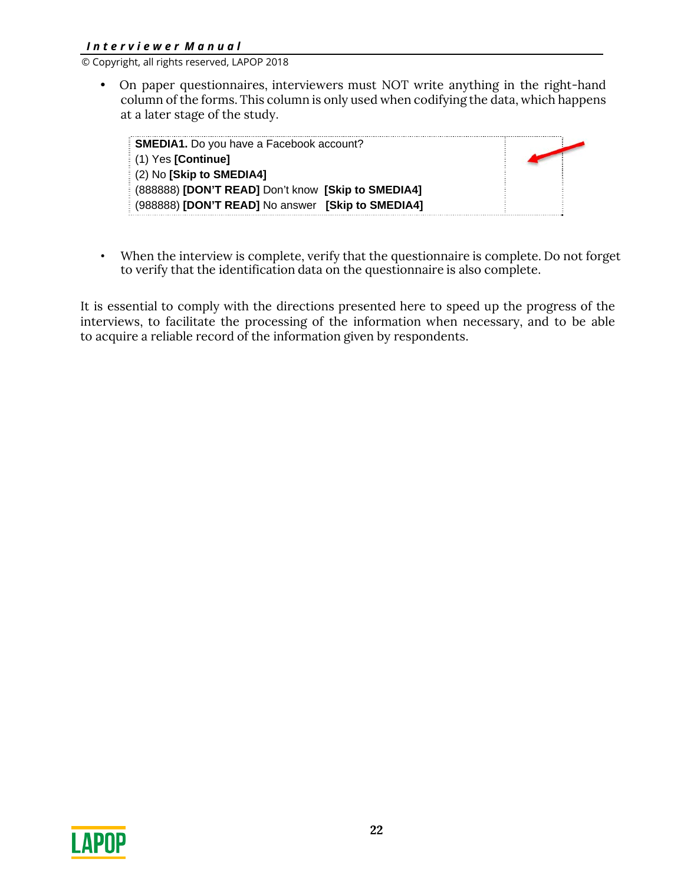- On paper questionnaires, interviewers must NOT write anything in the right-hand column of the forms. This column is only used when codifying the data, which happens at a later stage of the study.

| **SMEDIA1.** Do you have a Facebook account?<br>(1) Yes **[Continue]**<br>(2) No **[Skip to SMEDIA4]**<br>(888888) **[DON'T READ]** Don't know **[Skip to SMEDIA4]**<br>(988888) **[DON'T READ]** No answer **[Skip to SMEDIA4]** | |
|---|---|

- When the interview is complete, verify that the questionnaire is complete. Do not forget to verify that the identification data on the questionnaire is also complete.

It is essential to comply with the directions presented here to speed up the progress of the interviews, to facilitate the processing of the information when necessary, and to be able to acquire a reliable record of the information given by respondents.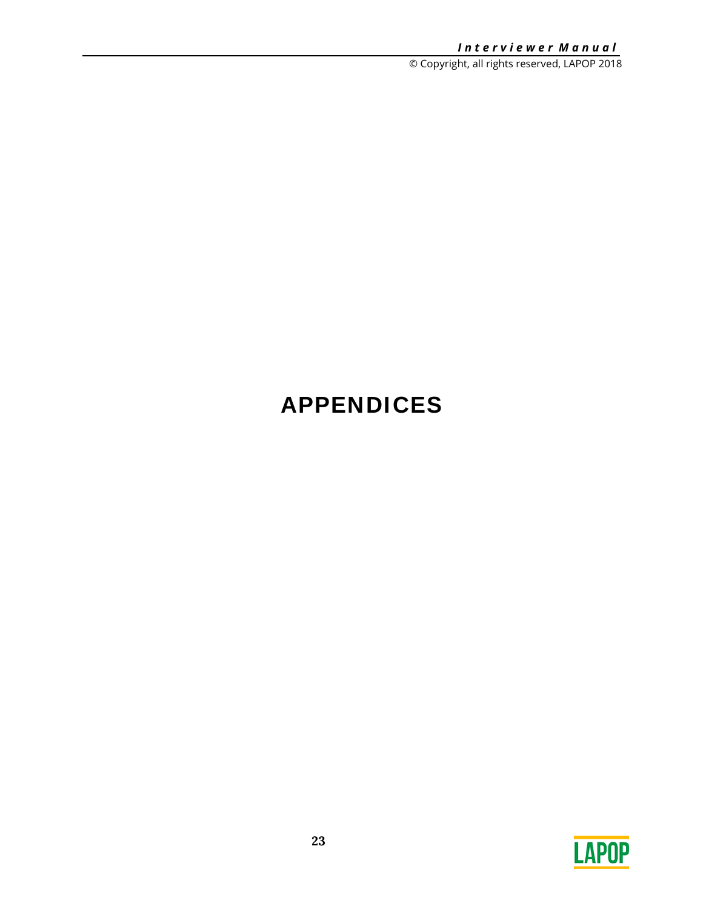# APPENDICES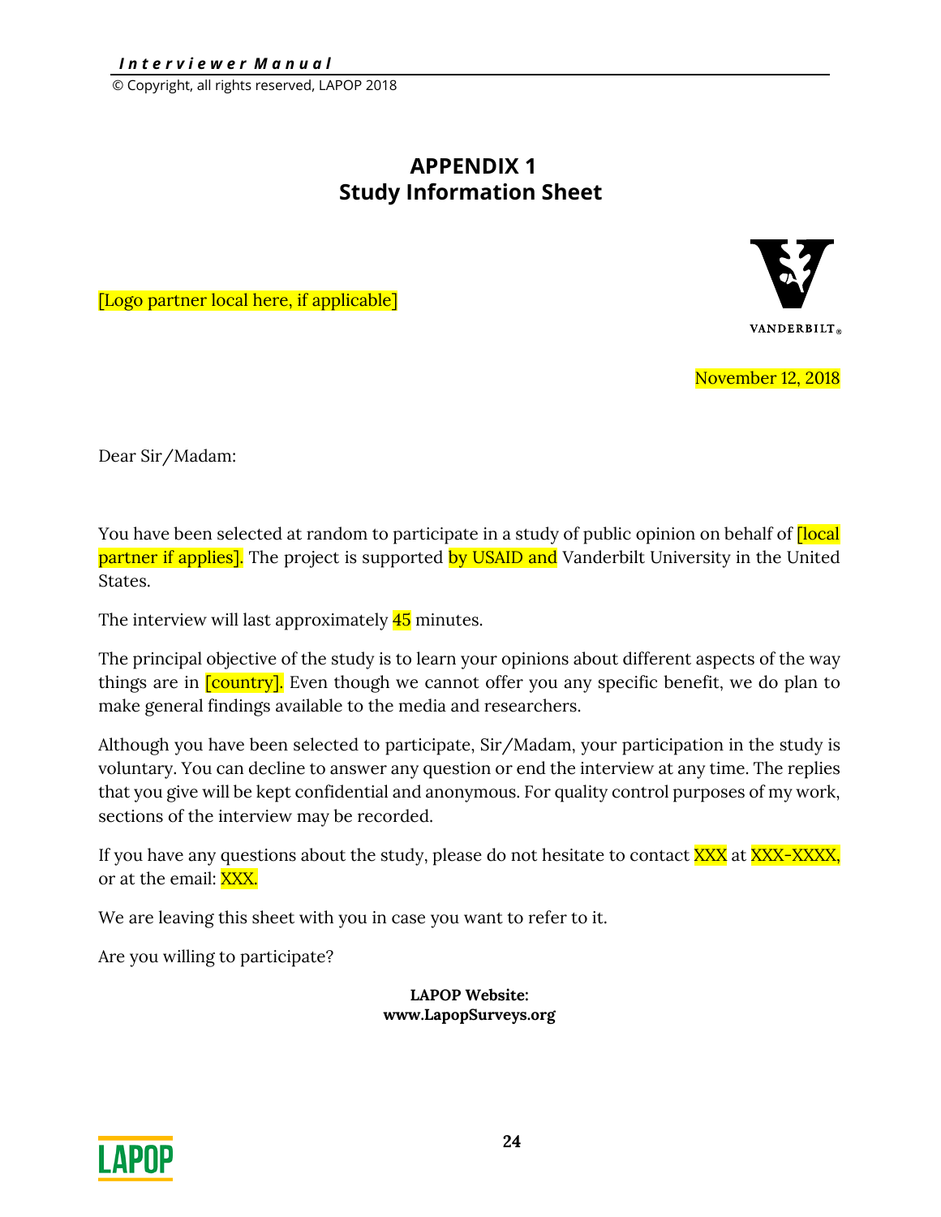# APPENDIX 1
## Study Information Sheet

[Logo partner local here, if applicable]

VANDERBILT

November 12, 2018

Dear Sir/Madam:

You have been selected at random to participate in a study of public opinion on behalf of [local partner if applies]. The project is supported by USAID and Vanderbilt University in the United States.

The interview will last approximately 45 minutes.

The principal objective of the study is to learn your opinions about different aspects of the way things are in [country]. Even though we cannot offer you any specific benefit, we do plan to make general findings available to the media and researchers.

Although you have been selected to participate, Sir/Madam, your participation in the study is voluntary. You can decline to answer any question or end the interview at any time. The replies that you give will be kept confidential and anonymous. For quality control purposes of my work, sections of the interview may be recorded.

If you have any questions about the study, please do not hesitate to contact XXX at XXX-XXXX, or at the email: XXX.

We are leaving this sheet with you in case you want to refer to it.

Are you willing to participate?

**LAPOP Website:**
**www.LapopSurveys.org**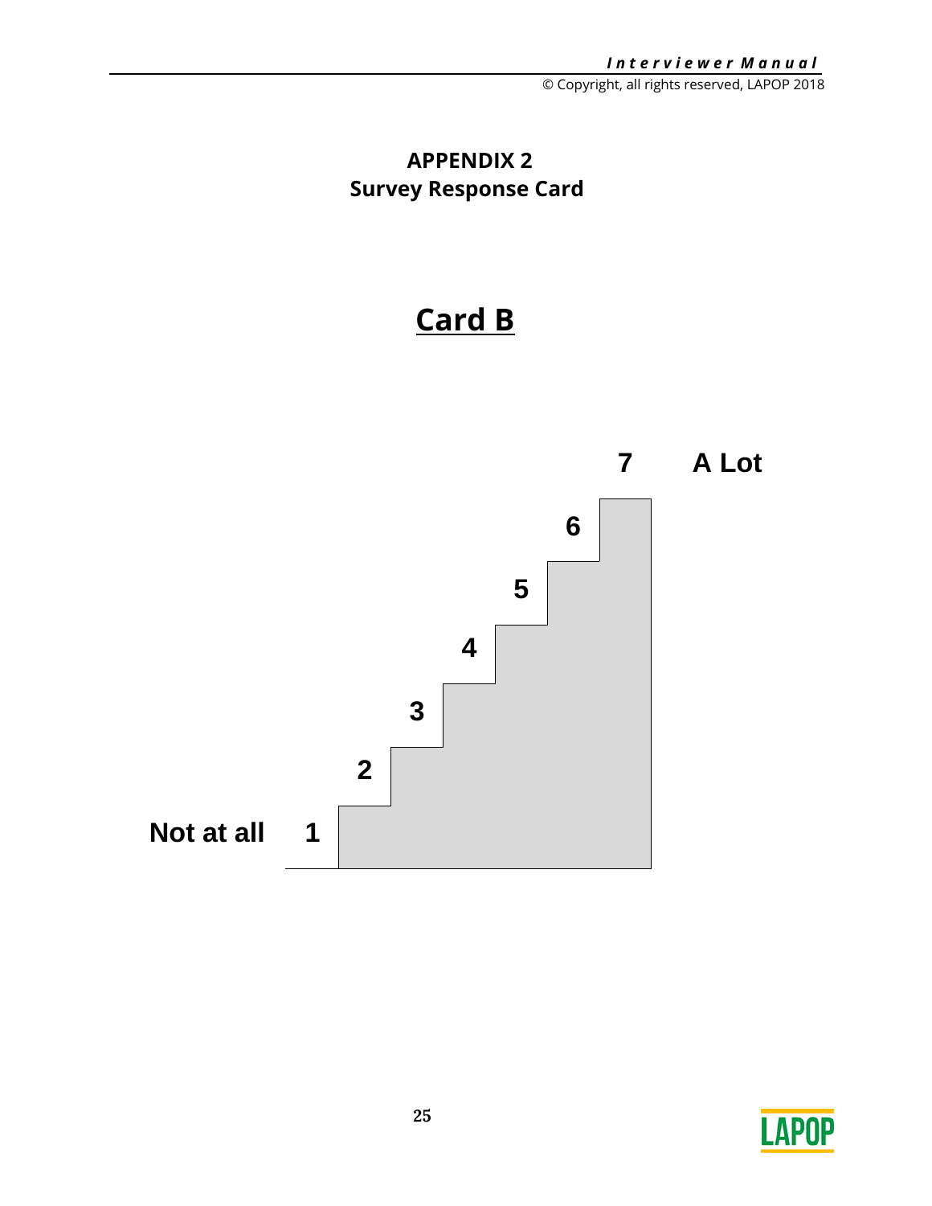# APPENDIX 2
## Survey Response Card

## Card B

7 A Lot

6

5

4

3

2

Not at all 1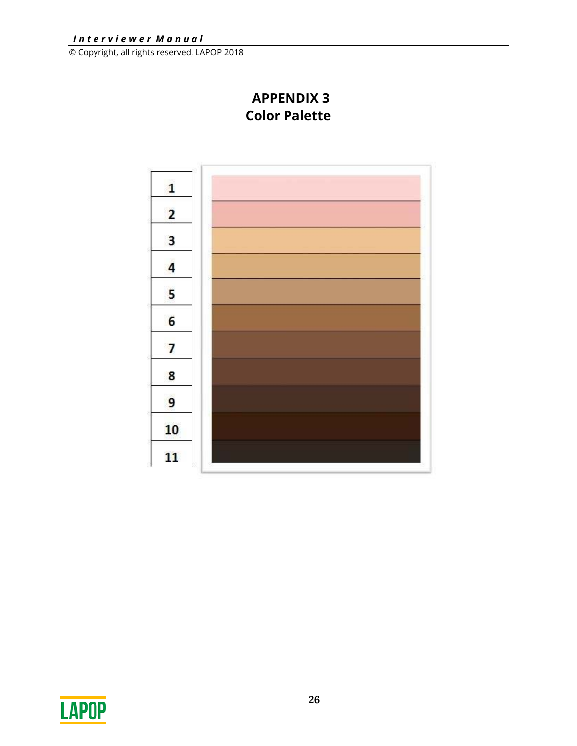# APPENDIX 3
## Color Palette

1
2
3
4
5
6
7
8
9
10
11